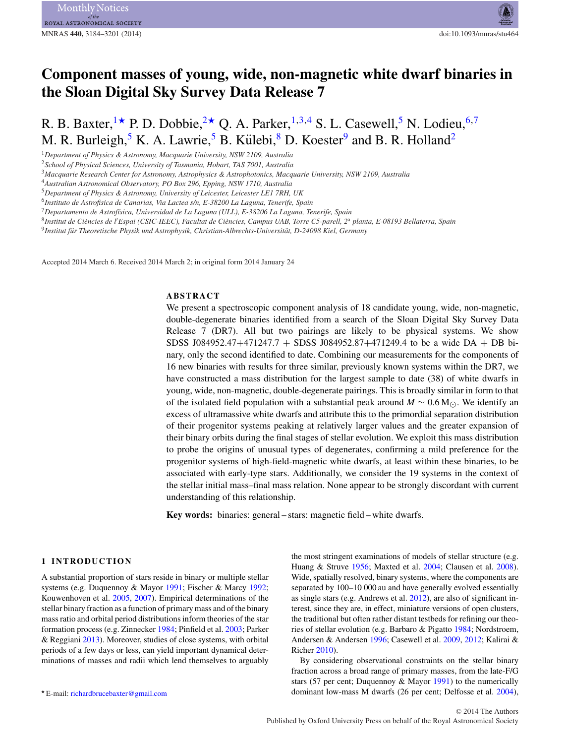# Component masses of young, wide, non-magnetic white dwarf binaries in the Sloan Digital Sky Survey Data Release 7

R. B. Baxter,[1★] P. D. Dobbie,[2★] Q. A. Parker,[1,3,4] S. L. Casewell,[5] N. Lodieu,[6,7] M. R. Burleigh,[5] K. A. Lawrie,[5] B. Külebi,[8] D. Koester[9] and B. R. Holland[2]

[1]Department of Physics & Astronomy, Macquarie University, NSW 2109, Australia
[2]School of Physical Sciences, University of Tasmania, Hobart, TAS 7001, Australia
[3]Macquarie Research Center for Astronomy, Astrophysics & Astrophotonics, Macquarie University, NSW 2109, Australia
[4]Australian Astronomical Observatory, PO Box 296, Epping, NSW 1710, Australia
[5]Department of Physics & Astronomy, University of Leicester, Leicester LE1 7RH, UK
[6]Instituto de Astrofisica de Canarias, Via Lactea s/n, E-38200 La Laguna, Tenerife, Spain
[7]Departamento de Astrofísica, Universidad de La Laguna (ULL), E-38206 La Laguna, Tenerife, Spain
[8]Institut de Ciències de l'Espai (CSIC-IEEC), Facultat de Ciències, Campus UAB, Torre C5-parell, 2ª planta, E-08193 Bellaterra, Spain
[9]Institut für Theoretische Physik und Astrophysik, Christian-Albrechts-Universität, D-24098 Kiel, Germany

Accepted 2014 March 6. Received 2014 March 2; in original form 2014 January 24

## ABSTRACT

We present a spectroscopic component analysis of 18 candidate young, wide, non-magnetic, double-degenerate binaries identified from a search of the Sloan Digital Sky Survey Data Release 7 (DR7). All but two pairings are likely to be physical systems. We show SDSS J084952.47+471247.7 + SDSS J084952.87+471249.4 to be a wide DA + DB binary, only the second identified to date. Combining our measurements for the components of 16 new binaries with results for three similar, previously known systems within the DR7, we have constructed a mass distribution for the largest sample to date (38) of white dwarfs in young, wide, non-magnetic, double-degenerate pairings. This is broadly similar in form to that of the isolated field population with a substantial peak around $M \sim 0.6\,\mathrm{M}_{\odot}$. We identify an excess of ultramassive white dwarfs and attribute this to the primordial separation distribution of their progenitor systems peaking at relatively larger values and the greater expansion of their binary orbits during the final stages of stellar evolution. We exploit this mass distribution to probe the origins of unusual types of degenerates, confirming a mild preference for the progenitor systems of high-field-magnetic white dwarfs, at least within these binaries, to be associated with early-type stars. Additionally, we consider the 19 systems in the context of the stellar initial mass–final mass relation. None appear to be strongly discordant with current understanding of this relationship.

**Key words:** binaries: general – stars: magnetic field – white dwarfs.

## 1 INTRODUCTION

A substantial proportion of stars reside in binary or multiple stellar systems (e.g. Duquennoy & Mayor 1991; Fischer & Marcy 1992; Kouwenhoven et al. 2005, 2007). Empirical determinations of the stellar binary fraction as a function of primary mass and of the binary mass ratio and orbital period distributions inform theories of the star formation process (e.g. Zinnecker 1984; Pinfield et al. 2003; Parker & Reggiani 2013). Moreover, studies of close systems, with orbital periods of a few days or less, can yield important dynamical determinations of masses and radii which lend themselves to arguably the most stringent examinations of models of stellar structure (e.g. Huang & Struve 1956; Maxted et al. 2004; Clausen et al. 2008). Wide, spatially resolved, binary systems, where the components are separated by 100–10 000 au and have generally evolved essentially as single stars (e.g. Andrews et al. 2012), are also of significant interest, since they are, in effect, miniature versions of open clusters, the traditional but often rather distant testbeds for refining our theories of stellar evolution (e.g. Barbaro & Pigatto 1984; Nordstroem, Andersen & Andersen 1996; Casewell et al. 2009, 2012; Kalirai & Richer 2010).

By considering observational constraints on the stellar binary fraction across a broad range of primary masses, from the late-F/G stars (57 per cent; Duquennoy & Mayor 1991) to the numerically dominant low-mass M dwarfs (26 per cent; Delfosse et al. 2004),

★E-mail: richardbrucebaxter@gmail.com

© 2014 The Authors
Published by Oxford University Press on behalf of the Royal Astronomical Society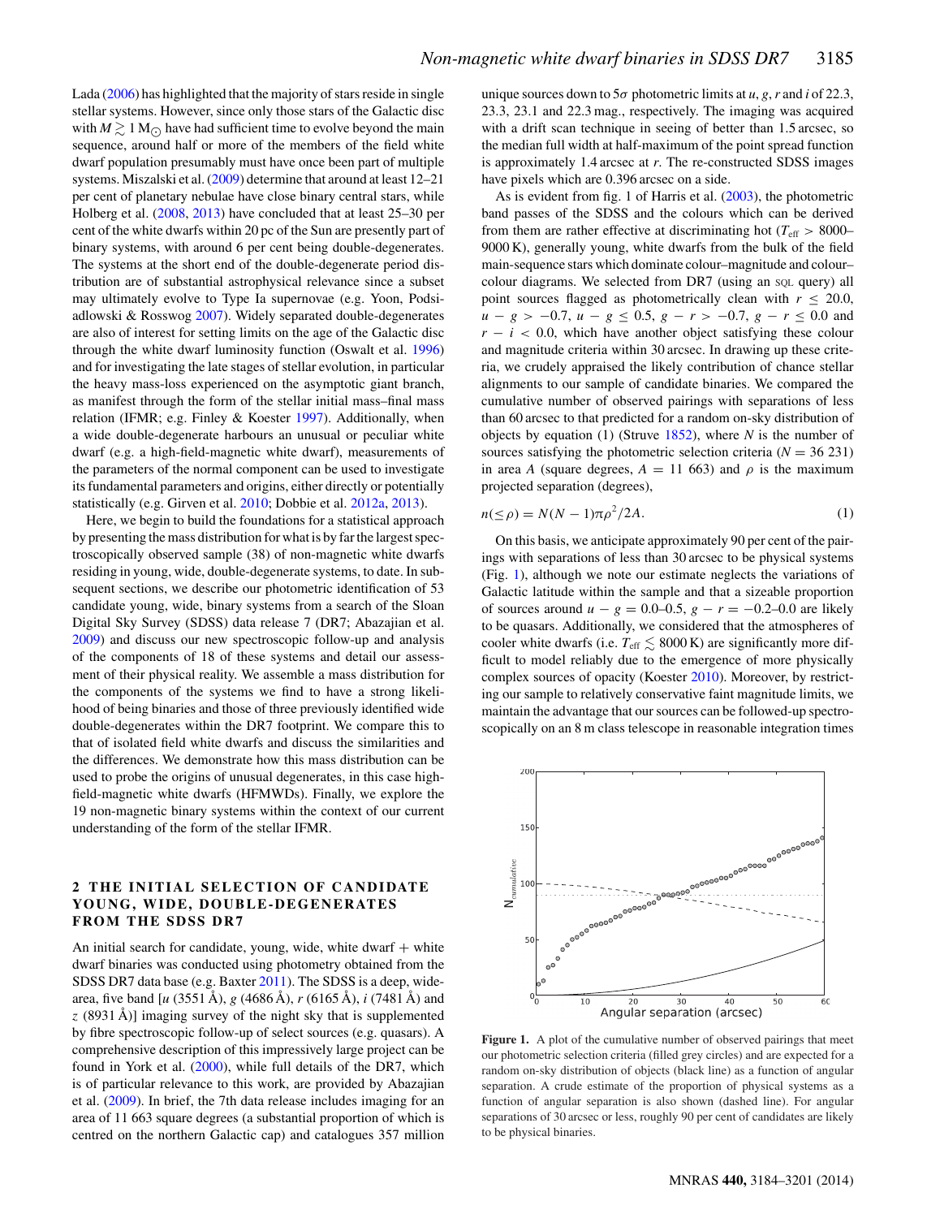Lada (2006) has highlighted that the majority of stars reside in single stellar systems. However, since only those stars of the Galactic disc with $M \gtrsim 1\,\mathrm{M}_{\odot}$ have had sufficient time to evolve beyond the main sequence, around half or more of the members of the field white dwarf population presumably must have once been part of multiple systems. Miszalski et al. (2009) determine that around at least 12–21 per cent of planetary nebulae have close binary central stars, while Holberg et al. (2008, 2013) have concluded that at least 25–30 per cent of the white dwarfs within 20 pc of the Sun are presently part of binary systems, with around 6 per cent being double-degenerates. The systems at the short end of the double-degenerate period distribution are of substantial astrophysical relevance since a subset may ultimately evolve to Type Ia supernovae (e.g. Yoon, Podsiadlowski & Rosswog 2007). Widely separated double-degenerates are also of interest for setting limits on the age of the Galactic disc through the white dwarf luminosity function (Oswalt et al. 1996) and for investigating the late stages of stellar evolution, in particular the heavy mass-loss experienced on the asymptotic giant branch, as manifest through the form of the stellar initial mass–final mass relation (IFMR; e.g. Finley & Koester 1997). Additionally, when a wide double-degenerate harbours an unusual or peculiar white dwarf (e.g. a high-field-magnetic white dwarf), measurements of the parameters of the normal component can be used to investigate its fundamental parameters and origins, either directly or potentially statistically (e.g. Girven et al. 2010; Dobbie et al. 2012a, 2013).

Here, we begin to build the foundations for a statistical approach by presenting the mass distribution for what is by far the largest spectroscopically observed sample (38) of non-magnetic white dwarfs residing in young, wide, double-degenerate systems, to date. In subsequent sections, we describe our photometric identification of 53 candidate young, wide, binary systems from a search of the Sloan Digital Sky Survey (SDSS) data release 7 (DR7; Abazajian et al. 2009) and discuss our new spectroscopic follow-up and analysis of the components of 18 of these systems and detail our assessment of their physical reality. We assemble a mass distribution for the components of the systems we find to have a strong likelihood of being binaries and those of three previously identified wide double-degenerates within the DR7 footprint. We compare this to that of isolated field white dwarfs and discuss the similarities and the differences. We demonstrate how this mass distribution can be used to probe the origins of unusual degenerates, in this case high-field-magnetic white dwarfs (HFMWDs). Finally, we explore the 19 non-magnetic binary systems within the context of our current understanding of the form of the stellar IFMR.

## 2 THE INITIAL SELECTION OF CANDIDATE YOUNG, WIDE, DOUBLE-DEGENERATES FROM THE SDSS DR7

An initial search for candidate, young, wide, white dwarf + white dwarf binaries was conducted using photometry obtained from the SDSS DR7 data base (e.g. Baxter 2011). The SDSS is a deep, wide-area, five band [$u$ (3551 Å), $g$ (4686 Å), $r$ (6165 Å), $i$ (7481 Å) and $z$ (8931 Å)] imaging survey of the night sky that is supplemented by fibre spectroscopic follow-up of select sources (e.g. quasars). A comprehensive description of this impressively large project can be found in York et al. (2000), while full details of the DR7, which is of particular relevance to this work, are provided by Abazajian et al. (2009). In brief, the 7th data release includes imaging for an area of 11 663 square degrees (a substantial proportion of which is centred on the northern Galactic cap) and catalogues 357 million unique sources down to $5\sigma$ photometric limits at $u$, $g$, $r$ and $i$ of 22.3, 23.3, 23.1 and 22.3 mag., respectively. The imaging was acquired with a drift scan technique in seeing of better than 1.5 arcsec, so the median full width at half-maximum of the point spread function is approximately 1.4 arcsec at $r$. The re-constructed SDSS images have pixels which are 0.396 arcsec on a side.

As is evident from fig. 1 of Harris et al. (2003), the photometric band passes of the SDSS and the colours which can be derived from them are rather effective at discriminating hot ($T_{\mathrm{eff}} > 8000$–9000 K), generally young, white dwarfs from the bulk of the field main-sequence stars which dominate colour–magnitude and colour–colour diagrams. We selected from DR7 (using an SQL query) all point sources flagged as photometrically clean with $r \leq 20.0$, $u - g > -0.7$, $u - g \leq 0.5$, $g - r > -0.7$, $g - r \leq 0.0$ and $r - i < 0.0$, which have another object satisfying these colour and magnitude criteria within 30 arcsec. In drawing up these criteria, we crudely appraised the likely contribution of chance stellar alignments to our sample of candidate binaries. We compared the cumulative number of observed pairings with separations of less than 60 arcsec to that predicted for a random on-sky distribution of objects by equation (1) (Struve 1852), where $N$ is the number of sources satisfying the photometric selection criteria ($N$ = 36 231) in area $A$ (square degrees, $A$ = 11 663) and $\rho$ is the maximum projected separation (degrees),

$$n(\leq \rho) = N(N-1)\pi\rho^2/2A. \tag{1}$$

On this basis, we anticipate approximately 90 per cent of the pairings with separations of less than 30 arcsec to be physical systems (Fig. 1), although we note our estimate neglects the variations of Galactic latitude within the sample and that a sizeable proportion of sources around $u - g = 0.0$–0.5, $g - r = -0.2$–0.0 are likely to be quasars. Additionally, we considered that the atmospheres of cooler white dwarfs (i.e. $T_{\mathrm{eff}} \lesssim 8000$ K) are significantly more difficult to model reliably due to the emergence of more physically complex sources of opacity (Koester 2010). Moreover, by restricting our sample to relatively conservative faint magnitude limits, we maintain the advantage that our sources can be followed-up spectroscopically on an 8 m class telescope in reasonable integration times

**Figure 1.** A plot of the cumulative number of observed pairings that meet our photometric selection criteria (filled grey circles) and are expected for a random on-sky distribution of objects (black line) as a function of angular separation. A crude estimate of the proportion of physical systems as a function of angular separation is also shown (dashed line). For angular separations of 30 arcsec or less, roughly 90 per cent of candidates are likely to be physical binaries.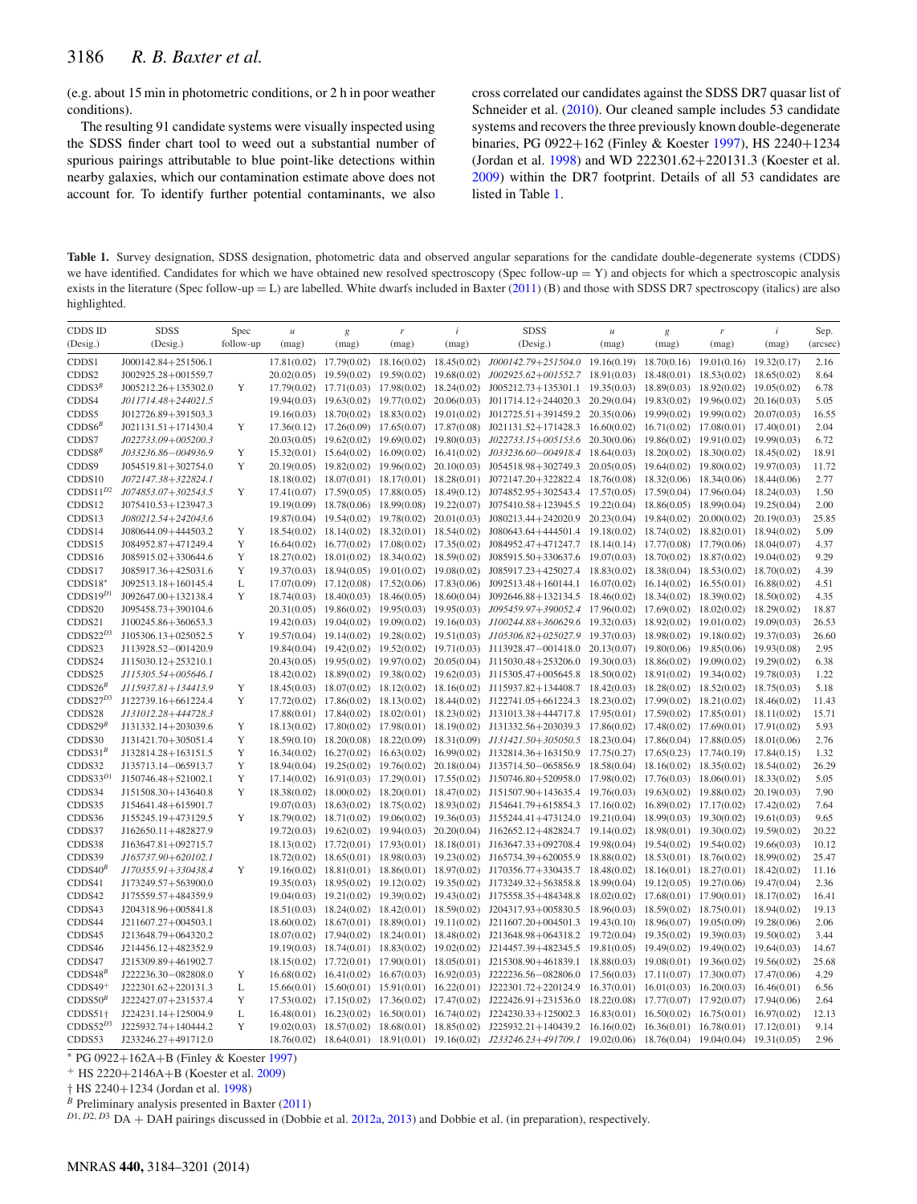(e.g. about 15 min in photometric conditions, or 2 h in poor weather conditions).

The resulting 91 candidate systems were visually inspected using the SDSS finder chart tool to weed out a substantial number of spurious pairings attributable to blue point-like detections within nearby galaxies, which our contamination estimate above does not account for. To identify further potential contaminants, we also cross correlated our candidates against the SDSS DR7 quasar list of Schneider et al. (2010). Our cleaned sample includes 53 candidate systems and recovers the three previously known double-degenerate binaries, PG 0922+162 (Finley & Koester 1997), HS 2240+1234 (Jordan et al. 1998) and WD 222301.62+220131.3 (Koester et al. 2009) within the DR7 footprint. Details of all 53 candidates are listed in Table 1.

**Table 1.** Survey designation, SDSS designation, photometric data and observed angular separations for the candidate double-degenerate systems (CDDS) we have identified. Candidates for which we have obtained new resolved spectroscopy (Spec follow-up = Y) and objects for which a spectroscopic analysis exists in the literature (Spec follow-up = L) are labelled. White dwarfs included in Baxter (2011) (B) and those with SDSS DR7 spectroscopy (italics) are also highlighted.

| CDDS ID (Desig.) | SDSS (Desig.) | Spec follow-up | $u$ (mag) | $g$ (mag) | $r$ (mag) | $i$ (mag) | SDSS (Desig.) | $u$ (mag) | $g$ (mag) | $r$ (mag) | $i$ (mag) | Sep. (arcsec) |
|---|---|---|---|---|---|---|---|---|---|---|---|---|
| CDDS1 | J000142.84+251506.1 | | 17.81(0.02) | 17.79(0.02) | 18.16(0.02) | 18.45(0.02) | *J000142.79+251504.0* | 19.16(0.19) | 18.70(0.16) | 19.01(0.16) | 19.32(0.17) | 2.16 |
| CDDS2 | J002925.28+001559.7 | | 20.02(0.05) | 19.59(0.02) | 19.59(0.02) | 19.68(0.02) | *J002925.62+001552.7* | 18.91(0.03) | 18.48(0.01) | 18.53(0.02) | 18.65(0.02) | 8.64 |
| CDDS3[B] | J005212.26+135302.0 | Y | 17.79(0.02) | 17.71(0.03) | 17.98(0.02) | 18.24(0.02) | J005212.73+135301.1 | 19.35(0.03) | 18.89(0.03) | 18.92(0.02) | 19.05(0.02) | 6.78 |
| CDDS4 | *J011714.48+244021.5* | | 19.94(0.03) | 19.63(0.02) | 19.77(0.02) | 20.06(0.03) | J011714.12+244020.3 | 20.29(0.04) | 19.83(0.02) | 19.96(0.02) | 20.16(0.03) | 5.05 |
| CDDS5 | J012726.89+391503.3 | | 19.16(0.03) | 18.70(0.02) | 18.83(0.02) | 19.01(0.02) | J012725.51+391459.2 | 20.35(0.06) | 19.99(0.02) | 19.99(0.02) | 20.07(0.03) | 16.55 |
| CDDS6[B] | J021131.51+171430.4 | Y | 17.36(0.12) | 17.26(0.09) | 17.65(0.07) | 17.87(0.08) | J021131.52+171428.3 | 16.60(0.02) | 16.71(0.02) | 17.08(0.01) | 17.40(0.01) | 2.04 |
| CDDS7 | *J022733.09+005200.3* | | 20.03(0.05) | 19.62(0.02) | 19.69(0.02) | 19.80(0.03) | *J022733.15+005153.6* | 20.30(0.06) | 19.86(0.02) | 19.91(0.02) | 19.99(0.03) | 6.72 |
| CDDS8[B] | *J033236.86−004936.9* | Y | 15.32(0.01) | 15.64(0.02) | 16.09(0.02) | 16.41(0.02) | *J033236.60−004918.4* | 18.64(0.03) | 18.20(0.02) | 18.30(0.02) | 18.45(0.02) | 18.91 |
| CDDS9 | J054519.81+302754.0 | Y | 20.19(0.05) | 19.82(0.02) | 19.96(0.02) | 20.10(0.03) | J054518.98+302749.3 | 20.05(0.05) | 19.64(0.02) | 19.80(0.02) | 19.97(0.03) | 11.72 |
| CDDS10 | *J072147.38+322824.1* | | 18.18(0.02) | 18.07(0.01) | 18.17(0.01) | 18.28(0.01) | J072147.20+322822.4 | 18.76(0.08) | 18.32(0.06) | 18.34(0.06) | 18.44(0.06) | 2.77 |
| CDDS11[D2] | *J074853.07+302543.5* | Y | 17.41(0.07) | 17.59(0.05) | 17.88(0.05) | 18.49(0.12) | J074852.95+302543.4 | 17.57(0.05) | 17.59(0.04) | 17.96(0.04) | 18.24(0.03) | 1.50 |
| CDDS12 | J075410.53+123947.3 | | 19.19(0.09) | 18.78(0.06) | 18.99(0.08) | 19.22(0.07) | J075410.58+123945.5 | 19.22(0.04) | 18.86(0.05) | 18.99(0.04) | 19.25(0.04) | 2.00 |
| CDDS13 | *J080212.54+242043.6* | | 19.87(0.04) | 19.54(0.02) | 19.78(0.02) | 20.01(0.03) | J080213.44+242020.9 | 20.23(0.04) | 19.84(0.02) | 20.00(0.02) | 20.19(0.03) | 25.85 |
| CDDS14 | J080644.09+444503.2 | Y | 18.54(0.02) | 18.14(0.02) | 18.32(0.01) | 18.54(0.02) | J080643.64+444501.4 | 19.18(0.02) | 18.74(0.02) | 18.82(0.01) | 18.94(0.02) | 5.09 |
| CDDS15 | J084952.87+471249.4 | Y | 16.64(0.02) | 16.77(0.02) | 17.08(0.02) | 17.35(0.02) | J084952.47+471247.7 | 18.14(0.14) | 17.77(0.08) | 17.79(0.06) | 18.04(0.07) | 4.37 |
| CDDS16 | J085915.02+330644.6 | Y | 18.27(0.02) | 18.01(0.02) | 18.34(0.02) | 18.59(0.02) | J085915.50+330637.6 | 19.07(0.03) | 18.70(0.02) | 18.87(0.02) | 19.04(0.02) | 9.29 |
| CDDS17 | J085917.36+425031.6 | Y | 19.37(0.03) | 18.94(0.05) | 19.01(0.02) | 19.08(0.02) | J085917.23+425027.4 | 18.83(0.02) | 18.38(0.04) | 18.53(0.02) | 18.70(0.02) | 4.39 |
| CDDS18* | J092513.18+160145.4 | L | 17.07(0.09) | 17.12(0.08) | 17.52(0.06) | 17.83(0.06) | J092513.48+160144.1 | 16.07(0.02) | 16.14(0.02) | 16.55(0.01) | 16.88(0.02) | 4.51 |
| CDDS19[D1] | J092647.00+132138.4 | Y | 18.74(0.03) | 18.40(0.03) | 18.46(0.05) | 18.60(0.04) | J092646.88+132134.5 | 18.46(0.02) | 18.34(0.02) | 18.39(0.02) | 18.50(0.02) | 4.35 |
| CDDS20 | J095458.73+390104.6 | | 20.31(0.05) | 19.86(0.02) | 19.95(0.03) | 19.95(0.03) | *J095459.97+390052.4* | 17.96(0.02) | 17.69(0.02) | 18.02(0.02) | 18.29(0.02) | 18.87 |
| CDDS21 | J100245.86+360653.3 | | 19.42(0.03) | 19.04(0.02) | 19.09(0.02) | 19.16(0.03) | *J100244.88+360629.6* | 19.32(0.03) | 18.92(0.02) | 19.01(0.02) | 19.09(0.03) | 26.53 |
| CDDS22[D3] | J105306.13+025052.5 | Y | 19.57(0.04) | 19.14(0.02) | 19.28(0.02) | 19.51(0.03) | *J105306.82+025027.9* | 19.37(0.03) | 18.98(0.02) | 19.18(0.02) | 19.37(0.03) | 26.60 |
| CDDS23 | J113928.52−001420.9 | | 19.84(0.04) | 19.42(0.02) | 19.52(0.02) | 19.71(0.03) | J113928.47−001418.0 | 20.13(0.07) | 19.80(0.06) | 19.85(0.06) | 19.93(0.08) | 2.95 |
| CDDS24 | J115030.12+253210.1 | | 20.43(0.05) | 19.95(0.02) | 19.97(0.02) | 20.05(0.04) | J115030.48+253206.0 | 19.30(0.03) | 18.86(0.02) | 19.09(0.02) | 19.29(0.02) | 6.38 |
| CDDS25 | *J115305.54+005646.1* | | 18.42(0.02) | 18.89(0.02) | 19.38(0.02) | 19.62(0.03) | J115305.47+005645.8 | 18.50(0.02) | 18.91(0.03) | 19.34(0.02) | 19.78(0.03) | 1.22 |
| CDDS26[B] | *J115937.81+134413.9* | Y | 18.45(0.03) | 18.07(0.02) | 18.12(0.02) | 18.16(0.02) | J115937.82+134408.7 | 18.42(0.03) | 18.28(0.02) | 18.52(0.02) | 18.75(0.03) | 5.18 |
| CDDS27[D3] | J122739.16+661224.4 | Y | 17.72(0.02) | 17.86(0.02) | 18.13(0.02) | 18.44(0.02) | J122741.05+661224.3 | 18.23(0.02) | 17.99(0.02) | 18.21(0.02) | 18.46(0.02) | 11.43 |
| CDDS28 | *J131012.28+444728.3* | | 17.88(0.01) | 17.84(0.02) | 18.02(0.01) | 18.23(0.02) | J131013.38+444717.8 | 17.95(0.01) | 17.59(0.02) | 17.85(0.01) | 18.11(0.02) | 15.71 |
| CDDS29[B] | J131332.14+203039.6 | Y | 18.13(0.02) | 17.80(0.02) | 17.98(0.01) | 18.19(0.02) | J131332.56+203039.3 | 17.86(0.02) | 17.48(0.02) | 17.69(0.01) | 17.91(0.02) | 5.93 |
| CDDS30 | J131421.70+305051.4 | Y | 18.59(0.10) | 18.20(0.08) | 18.22(0.09) | 18.31(0.09) | *J131421.50+305050.5* | 18.23(0.04) | 17.86(0.04) | 17.88(0.05) | 18.01(0.06) | 2.76 |
| CDDS31[B] | J132814.28+163151.5 | Y | 16.34(0.02) | 16.27(0.02) | 16.63(0.02) | 16.99(0.02) | J132814.36+163150.9 | 17.75(0.27) | 17.65(0.23) | 17.74(0.19) | 17.84(0.15) | 1.32 |
| CDDS32 | J135713.14−065913.7 | Y | 18.94(0.04) | 19.25(0.02) | 19.76(0.02) | 20.18(0.04) | J135714.50−065856.9 | 18.58(0.04) | 18.16(0.02) | 18.35(0.02) | 18.54(0.02) | 26.29 |
| CDDS33[D1] | J150746.48+521002.1 | Y | 17.14(0.02) | 16.91(0.03) | 17.29(0.01) | 17.55(0.02) | J150746.80+520958.0 | 17.98(0.02) | 17.76(0.03) | 18.06(0.01) | 18.33(0.02) | 5.05 |
| CDDS34 | J151508.30+143640.8 | Y | 18.38(0.02) | 18.00(0.02) | 18.20(0.01) | 18.47(0.02) | J151507.90+143635.4 | 19.76(0.03) | 19.63(0.02) | 19.88(0.02) | 20.19(0.03) | 7.90 |
| CDDS35 | J154641.48+615901.7 | | 19.07(0.03) | 18.63(0.02) | 18.75(0.02) | 18.93(0.02) | J154641.79+615854.3 | 17.16(0.02) | 16.89(0.02) | 17.17(0.02) | 17.42(0.02) | 7.64 |
| CDDS36 | J155245.19+473129.5 | Y | 18.79(0.02) | 18.71(0.02) | 19.06(0.02) | 19.36(0.03) | J155244.41+473124.0 | 19.21(0.04) | 18.99(0.03) | 19.30(0.02) | 19.61(0.03) | 9.65 |
| CDDS37 | J162650.11+482827.9 | | 19.72(0.03) | 19.62(0.02) | 19.94(0.03) | 20.20(0.04) | J162652.12+482824.7 | 19.14(0.02) | 18.98(0.01) | 19.30(0.02) | 19.59(0.02) | 20.22 |
| CDDS38 | J163647.81+092715.7 | | 18.13(0.02) | 17.72(0.01) | 17.93(0.01) | 18.18(0.01) | J163647.33+092708.4 | 19.98(0.04) | 19.54(0.02) | 19.54(0.02) | 19.66(0.03) | 10.12 |
| CDDS39 | *J165737.90+620102.1* | | 18.72(0.02) | 18.65(0.01) | 18.98(0.03) | 19.23(0.02) | J165734.39+620055.9 | 18.88(0.02) | 18.53(0.01) | 18.76(0.02) | 18.99(0.02) | 25.47 |
| CDDS40[B] | *J170355.91+330438.4* | Y | 19.16(0.02) | 18.81(0.01) | 18.86(0.01) | 18.97(0.02) | J170356.77+330435.7 | 18.48(0.02) | 18.16(0.01) | 18.27(0.01) | 18.42(0.02) | 11.16 |
| CDDS41 | J173249.57+563900.0 | | 19.35(0.03) | 18.95(0.02) | 19.12(0.02) | 19.35(0.02) | J173249.32+563858.8 | 18.99(0.04) | 19.12(0.05) | 19.27(0.06) | 19.47(0.04) | 2.36 |
| CDDS42 | J175559.57+484359.9 | | 19.04(0.03) | 19.21(0.02) | 19.39(0.02) | 19.43(0.02) | J175558.35+484348.8 | 18.02(0.02) | 17.68(0.01) | 17.90(0.01) | 18.17(0.02) | 16.41 |
| CDDS43 | J204318.96+005841.8 | | 18.51(0.03) | 18.24(0.02) | 18.42(0.01) | 18.59(0.02) | J204317.93+005830.5 | 18.96(0.03) | 18.59(0.02) | 18.75(0.01) | 18.94(0.02) | 19.13 |
| CDDS44 | J211607.27+004503.1 | | 18.60(0.02) | 18.67(0.01) | 18.89(0.01) | 19.11(0.02) | J211607.20+004501.3 | 19.43(0.10) | 18.96(0.07) | 19.05(0.09) | 19.28(0.06) | 2.06 |
| CDDS45 | J213648.79+064320.2 | | 18.07(0.02) | 17.94(0.02) | 18.24(0.01) | 18.48(0.02) | J213648.98+064318.2 | 19.72(0.04) | 19.35(0.02) | 19.39(0.03) | 19.50(0.02) | 3.44 |
| CDDS46 | J214456.12+482352.9 | | 19.19(0.03) | 18.74(0.01) | 18.83(0.02) | 19.02(0.02) | J214457.39+482345.5 | 19.81(0.05) | 19.49(0.02) | 19.49(0.02) | 19.64(0.03) | 14.67 |
| CDDS47 | J215309.89+461902.7 | | 18.15(0.02) | 17.72(0.01) | 17.90(0.01) | 18.05(0.01) | J215308.90+461839.1 | 18.88(0.03) | 19.08(0.01) | 19.36(0.02) | 19.56(0.02) | 25.68 |
| CDDS48[B] | J222236.30−082808.0 | Y | 16.68(0.02) | 16.41(0.02) | 16.67(0.03) | 16.92(0.03) | J222236.56−082806.0 | 17.56(0.03) | 17.11(0.07) | 17.30(0.07) | 17.47(0.06) | 4.29 |
| CDDS49+ | J222301.62+220131.3 | L | 15.66(0.01) | 15.60(0.01) | 15.91(0.01) | 16.22(0.01) | J222301.72+220124.9 | 16.37(0.01) | 16.01(0.03) | 16.20(0.03) | 16.46(0.01) | 6.56 |
| CDDS50[B] | J222427.07+231537.4 | Y | 17.53(0.02) | 17.15(0.02) | 17.36(0.02) | 17.47(0.02) | J222426.91+231536.0 | 18.22(0.08) | 17.77(0.07) | 17.92(0.07) | 17.94(0.06) | 2.64 |
| CDDS51† | J224231.14+125004.9 | L | 16.48(0.01) | 16.23(0.02) | 16.50(0.01) | 16.74(0.02) | J224230.33+125002.3 | 16.83(0.01) | 16.50(0.02) | 16.75(0.01) | 16.97(0.02) | 12.13 |
| CDDS52[D3] | J225932.74+140444.2 | Y | 19.02(0.03) | 18.57(0.02) | 18.68(0.01) | 18.85(0.02) | J225932.21+140439.2 | 16.16(0.02) | 16.36(0.01) | 16.78(0.01) | 17.12(0.01) | 9.14 |
| CDDS53 | J233246.27+491712.0 | | 18.76(0.02) | 18.64(0.01) | 18.91(0.01) | 19.16(0.02) | *J233246.23+491709.1* | 19.02(0.06) | 18.76(0.04) | 19.04(0.04) | 19.31(0.05) | 2.96 |

* PG 0922+162A+B (Finley & Koester 1997)
+ HS 2220+2146A+B (Koester et al. 2009)
† HS 2240+1234 (Jordan et al. 1998)
[B] Preliminary analysis presented in Baxter (2011)
[D1, D2, D3] DA + DAH pairings discussed in (Dobbie et al. 2012a, 2013) and Dobbie et al. (in preparation), respectively.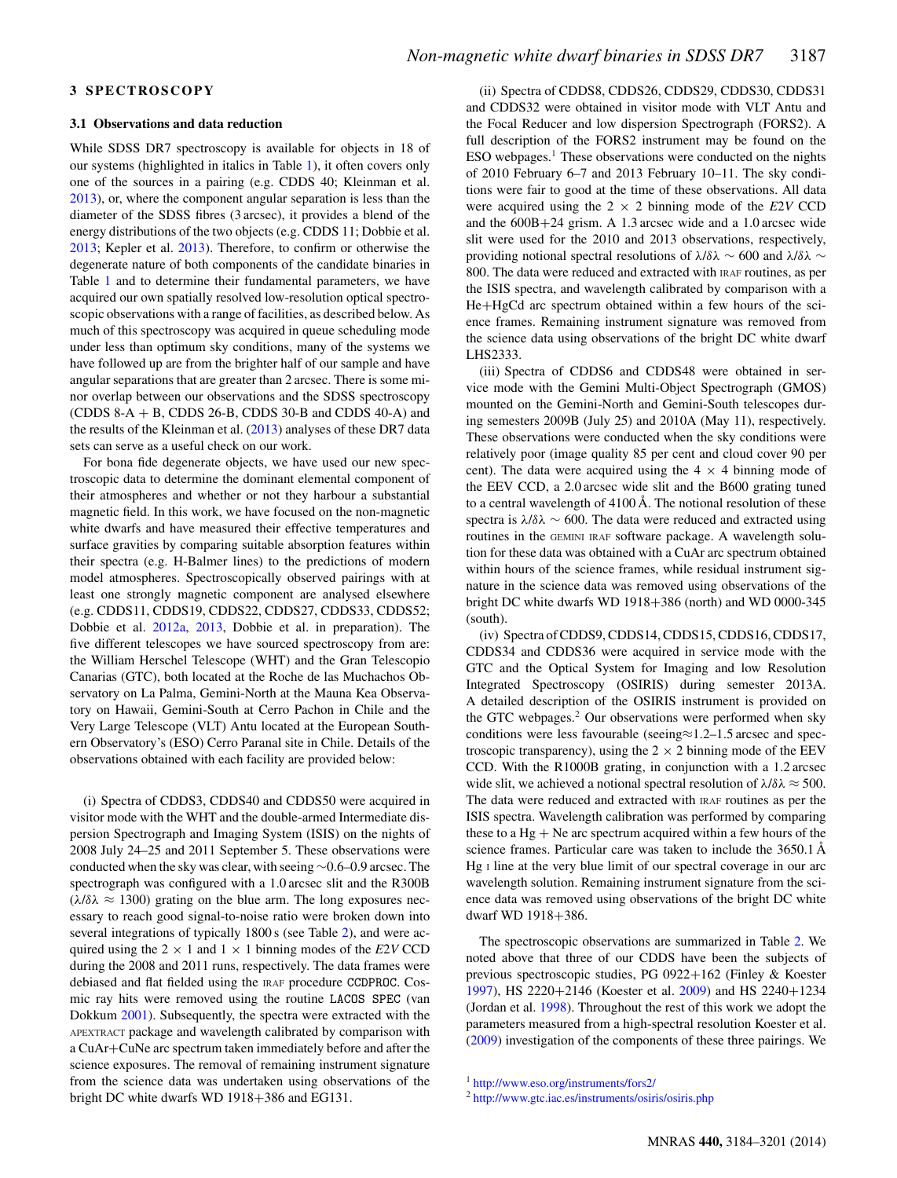## 3 SPECTROSCOPY

### 3.1 Observations and data reduction

While SDSS DR7 spectroscopy is available for objects in 18 of our systems (highlighted in italics in Table 1), it often covers only one of the sources in a pairing (e.g. CDDS 40; Kleinman et al. 2013), or, where the component angular separation is less than the diameter of the SDSS fibres (3 arcsec), it provides a blend of the energy distributions of the two objects (e.g. CDDS 11; Dobbie et al. 2013; Kepler et al. 2013). Therefore, to confirm or otherwise the degenerate nature of both components of the candidate binaries in Table 1 and to determine their fundamental parameters, we have acquired our own spatially resolved low-resolution optical spectroscopic observations with a range of facilities, as described below. As much of this spectroscopy was acquired in queue scheduling mode under less than optimum sky conditions, many of the systems we have followed up are from the brighter half of our sample and have angular separations that are greater than 2 arcsec. There is some minor overlap between our observations and the SDSS spectroscopy (CDDS 8-A + B, CDDS 26-B, CDDS 30-B and CDDS 40-A) and the results of the Kleinman et al. (2013) analyses of these DR7 data sets can serve as a useful check on our work.

For bona fide degenerate objects, we have used our new spectroscopic data to determine the dominant elemental component of their atmospheres and whether or not they harbour a substantial magnetic field. In this work, we have focused on the non-magnetic white dwarfs and have measured their effective temperatures and surface gravities by comparing suitable absorption features within their spectra (e.g. H-Balmer lines) to the predictions of modern model atmospheres. Spectroscopically observed pairings with at least one strongly magnetic component are analysed elsewhere (e.g. CDDS11, CDDS19, CDDS22, CDDS27, CDDS33, CDDS52; Dobbie et al. 2012a, 2013, Dobbie et al. in preparation). The five different telescopes we have sourced spectroscopy from are: the William Herschel Telescope (WHT) and the Gran Telescopio Canarias (GTC), both located at the Roche de las Muchachos Observatory on La Palma, Gemini-North at the Mauna Kea Observatory on Hawaii, Gemini-South at Cerro Pachon in Chile and the Very Large Telescope (VLT) Antu located at the European Southern Observatory's (ESO) Cerro Paranal site in Chile. Details of the observations obtained with each facility are provided below:

(i) Spectra of CDDS3, CDDS40 and CDDS50 were acquired in visitor mode with the WHT and the double-armed Intermediate dispersion Spectrograph and Imaging System (ISIS) on the nights of 2008 July 24–25 and 2011 September 5. These observations were conducted when the sky was clear, with seeing ∼0.6–0.9 arcsec. The spectrograph was configured with a 1.0 arcsec slit and the R300B ($\lambda/\delta\lambda \approx 1300$) grating on the blue arm. The long exposures necessary to reach good signal-to-noise ratio were broken down into several integrations of typically 1800 s (see Table 2), and were acquired using the 2 × 1 and 1 × 1 binning modes of the *E2V* CCD during the 2008 and 2011 runs, respectively. The data frames were debiased and flat fielded using the IRAF procedure CCDPROC. Cosmic ray hits were removed using the routine LACOS SPEC (van Dokkum 2001). Subsequently, the spectra were extracted with the APEXTRACT package and wavelength calibrated by comparison with a CuAr+CuNe arc spectrum taken immediately before and after the science exposures. The removal of remaining instrument signature from the science data was undertaken using observations of the bright DC white dwarfs WD 1918+386 and EG131.

(ii) Spectra of CDDS8, CDDS26, CDDS29, CDDS30, CDDS31 and CDDS32 were obtained in visitor mode with VLT Antu and the Focal Reducer and low dispersion Spectrograph (FORS2). A full description of the FORS2 instrument may be found on the ESO webpages.[1] These observations were conducted on the nights of 2010 February 6–7 and 2013 February 10–11. The sky conditions were fair to good at the time of these observations. All data were acquired using the 2 × 2 binning mode of the *E2V* CCD and the 600B+24 grism. A 1.3 arcsec wide and a 1.0 arcsec wide slit were used for the 2010 and 2013 observations, respectively, providing notional spectral resolutions of $\lambda/\delta\lambda \sim 600$ and $\lambda/\delta\lambda \sim 800$. The data were reduced and extracted with IRAF routines, as per the ISIS spectra, and wavelength calibrated by comparison with a He+HgCd arc spectrum obtained within a few hours of the science frames. Remaining instrument signature was removed from the science data using observations of the bright DC white dwarf LHS2333.

(iii) Spectra of CDDS6 and CDDS48 were obtained in service mode with the Gemini Multi-Object Spectrograph (GMOS) mounted on the Gemini-North and Gemini-South telescopes during semesters 2009B (July 25) and 2010A (May 11), respectively. These observations were conducted when the sky conditions were relatively poor (image quality 85 per cent and cloud cover 90 per cent). The data were acquired using the 4 × 4 binning mode of the EEV CCD, a 2.0 arcsec wide slit and the B600 grating tuned to a central wavelength of 4100 Å. The notional resolution of these spectra is $\lambda/\delta\lambda \sim 600$. The data were reduced and extracted using routines in the GEMINI IRAF software package. A wavelength solution for these data was obtained with a CuAr arc spectrum obtained within hours of the science frames, while residual instrument signature in the science data was removed using observations of the bright DC white dwarfs WD 1918+386 (north) and WD 0000-345 (south).

(iv) Spectra of CDDS9, CDDS14, CDDS15, CDDS16, CDDS17, CDDS34 and CDDS36 were acquired in service mode with the GTC and the Optical System for Imaging and low Resolution Integrated Spectroscopy (OSIRIS) during semester 2013A. A detailed description of the OSIRIS instrument is provided on the GTC webpages.[2] Our observations were performed when sky conditions were less favourable (seeing≈1.2–1.5 arcsec and spectroscopic transparency), using the 2 × 2 binning mode of the EEV CCD. With the R1000B grating, in conjunction with a 1.2 arcsec wide slit, we achieved a notional spectral resolution of $\lambda/\delta\lambda \approx 500$. The data were reduced and extracted with IRAF routines as per the ISIS spectra. Wavelength calibration was performed by comparing these to a Hg + Ne arc spectrum acquired within a few hours of the science frames. Particular care was taken to include the 3650.1 Å Hg I line at the very blue limit of our spectral coverage in our arc wavelength solution. Remaining instrument signature from the science data was removed using observations of the bright DC white dwarf WD 1918+386.

The spectroscopic observations are summarized in Table 2. We noted above that three of our CDDS have been the subjects of previous spectroscopic studies, PG 0922+162 (Finley & Koester 1997), HS 2220+2146 (Koester et al. 2009) and HS 2240+1234 (Jordan et al. 1998). Throughout the rest of this work we adopt the parameters measured from a high-spectral resolution Koester et al. (2009) investigation of the components of these three pairings. We

[1] http://www.eso.org/instruments/fors2/

[2] http://www.gtc.iac.es/instruments/osiris/osiris.php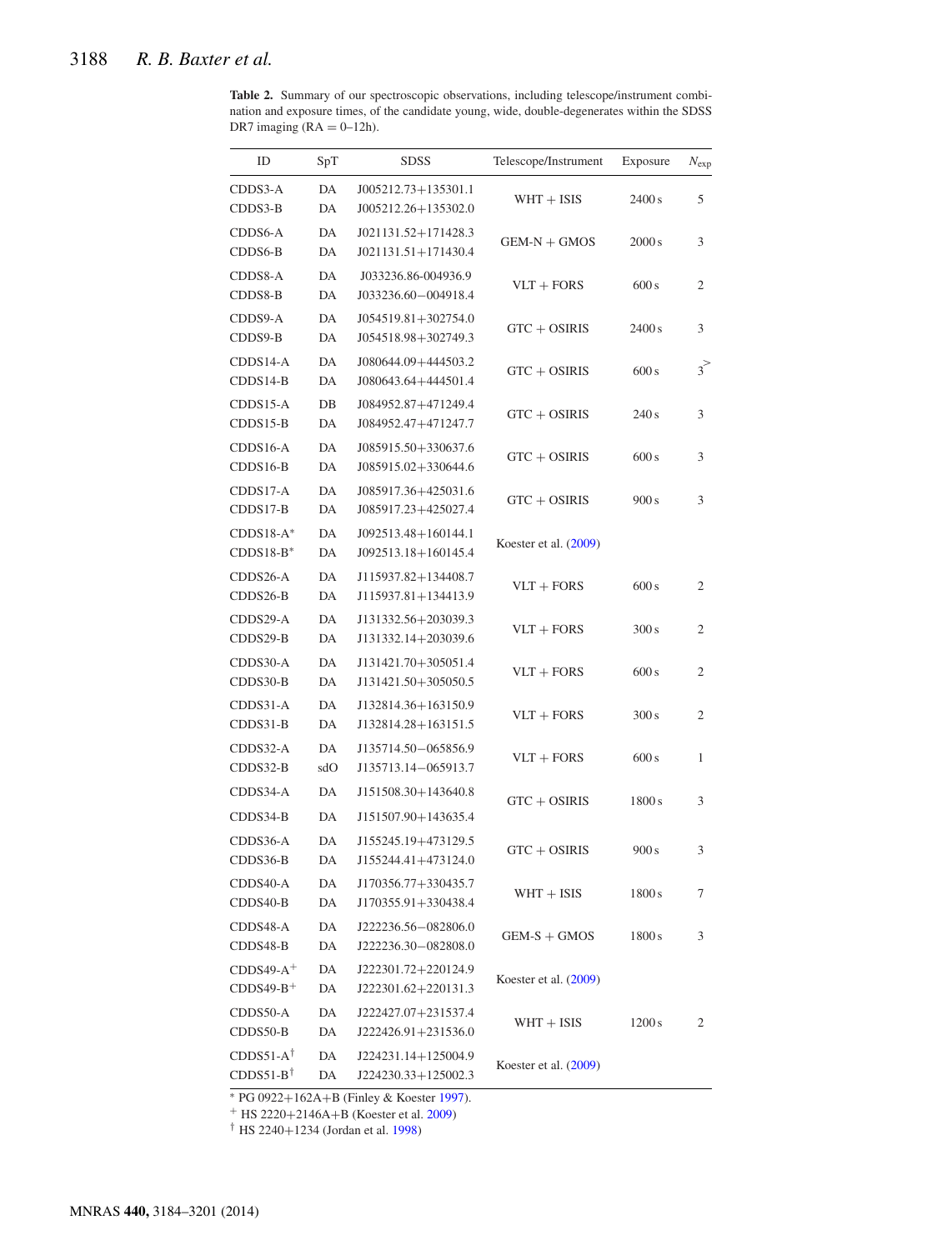**Table 2.** Summary of our spectroscopic observations, including telescope/instrument combination and exposure times, of the candidate young, wide, double-degenerates within the SDSS DR7 imaging (RA = 0–12h).

| ID | SpT | SDSS | Telescope/Instrument | Exposure | $N_{exp}$ |
|---|---|---|---|---|---|
| CDDS3-A | DA | J005212.73+135301.1 | WHT + ISIS | 2400 s | 5 |
| CDDS3-B | DA | J005212.26+135302.0 | | | |
| CDDS6-A | DA | J021131.52+171428.3 | GEM-N + GMOS | 2000 s | 3 |
| CDDS6-B | DA | J021131.51+171430.4 | | | |
| CDDS8-A | DA | J033236.86-004936.9 | VLT + FORS | 600 s | 2 |
| CDDS8-B | DA | J033236.60−004918.4 | | | |
| CDDS9-A | DA | J054519.81+302754.0 | GTC + OSIRIS | 2400 s | 3 |
| CDDS9-B | DA | J054518.98+302749.3 | | | |
| CDDS14-A | DA | J080644.09+444503.2 | GTC + OSIRIS | 600 s | 3 |
| CDDS14-B | DA | J080643.64+444501.4 | | | |
| CDDS15-A | DB | J084952.87+471249.4 | GTC + OSIRIS | 240 s | 3 |
| CDDS15-B | DA | J084952.47+471247.7 | | | |
| CDDS16-A | DA | J085915.50+330637.6 | GTC + OSIRIS | 600 s | 3 |
| CDDS16-B | DA | J085915.02+330644.6 | | | |
| CDDS17-A | DA | J085917.36+425031.6 | GTC + OSIRIS | 900 s | 3 |
| CDDS17-B | DA | J085917.23+425027.4 | | | |
| CDDS18-A* | DA | J092513.48+160144.1 | Koester et al. (2009) | | |
| CDDS18-B* | DA | J092513.18+160145.4 | | | |
| CDDS26-A | DA | J115937.82+134408.7 | VLT + FORS | 600 s | 2 |
| CDDS26-B | DA | J115937.81+134413.9 | | | |
| CDDS29-A | DA | J131332.56+203039.3 | VLT + FORS | 300 s | 2 |
| CDDS29-B | DA | J131332.14+203039.6 | | | |
| CDDS30-A | DA | J131421.70+305051.4 | VLT + FORS | 600 s | 2 |
| CDDS30-B | DA | J131421.50+305050.5 | | | |
| CDDS31-A | DA | J132814.36+163150.9 | VLT + FORS | 300 s | 2 |
| CDDS31-B | DA | J132814.28+163151.5 | | | |
| CDDS32-A | DA | J135714.50−065856.9 | VLT + FORS | 600 s | 1 |
| CDDS32-B | sdO | J135713.14−065913.7 | | | |
| CDDS34-A | DA | J151508.30+143640.8 | GTC + OSIRIS | 1800 s | 3 |
| CDDS34-B | DA | J151507.90+143635.4 | | | |
| CDDS36-A | DA | J155245.19+473129.5 | GTC + OSIRIS | 900 s | 3 |
| CDDS36-B | DA | J155244.41+473124.0 | | | |
| CDDS40-A | DA | J170356.77+330435.7 | WHT + ISIS | 1800 s | 7 |
| CDDS40-B | DA | J170355.91+330438.4 | | | |
| CDDS48-A | DA | J222236.56−082806.0 | GEM-S + GMOS | 1800 s | 3 |
| CDDS48-B | DA | J222236.30−082808.0 | | | |
| CDDS49-A+ | DA | J222301.72+220124.9 | Koester et al. (2009) | | |
| CDDS49-B+ | DA | J222301.62+220131.3 | | | |
| CDDS50-A | DA | J222427.07+231537.4 | WHT + ISIS | 1200 s | 2 |
| CDDS50-B | DA | J222426.91+231536.0 | | | |
| CDDS51-A† | DA | J224231.14+125004.9 | Koester et al. (2009) | | |
| CDDS51-B† | DA | J224230.33+125002.3 | | | |

\* PG 0922+162A+B (Finley & Koester 1997).
\+ HS 2220+2146A+B (Koester et al. 2009)
† HS 2240+1234 (Jordan et al. 1998)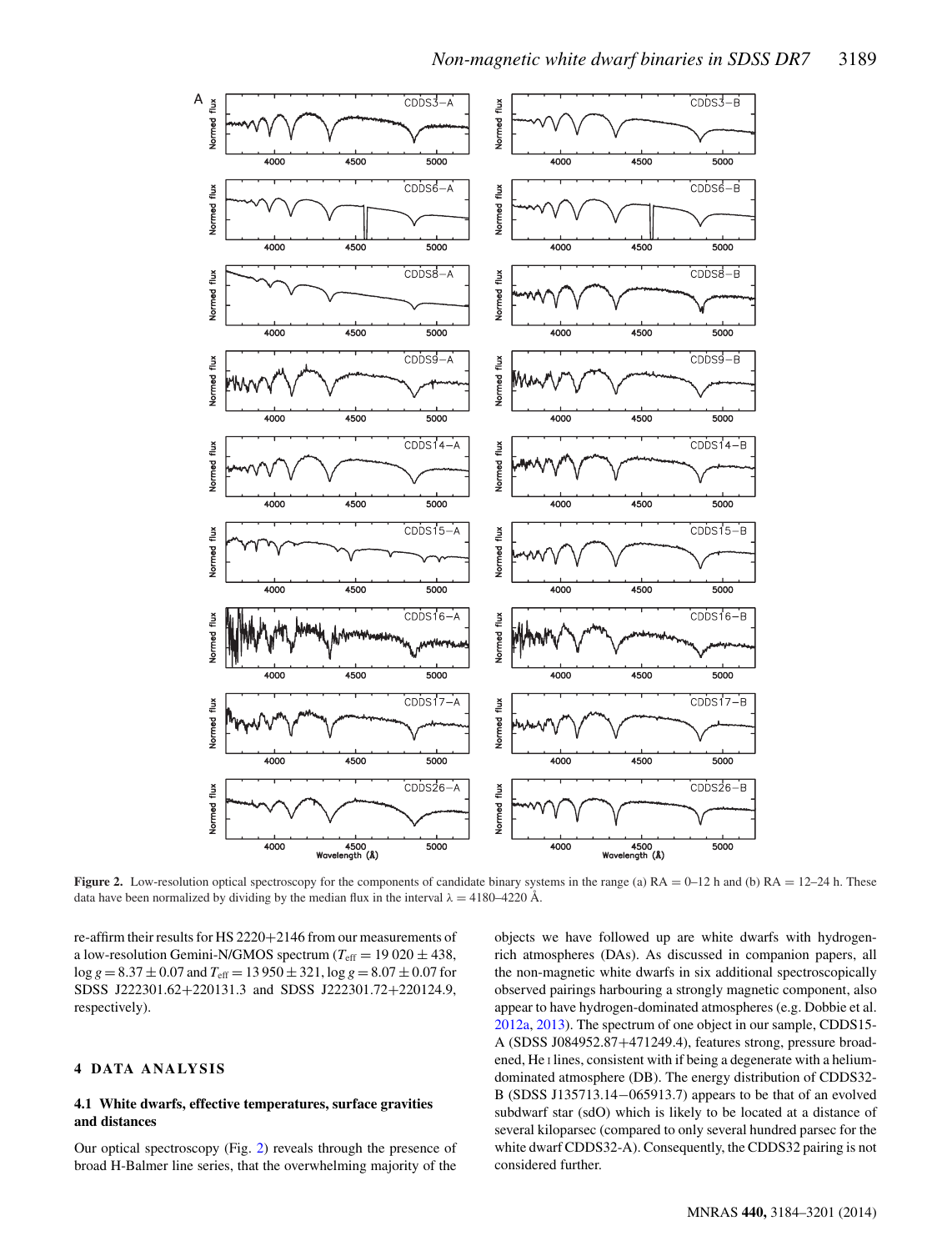**Figure 2.** Low-resolution optical spectroscopy for the components of candidate binary systems in the range (a) RA = 0–12 h and (b) RA = 12–24 h. These data have been normalized by dividing by the median flux in the interval $\lambda = 4180$–$4220$ Å.

re-affirm their results for HS 2220+2146 from our measurements of a low-resolution Gemini-N/GMOS spectrum ($T_{\rm eff} = 19\,020 \pm 438$, $\log g = 8.37 \pm 0.07$ and $T_{\rm eff} = 13\,950 \pm 321$, $\log g = 8.07 \pm 0.07$ for SDSS J222301.62+220131.3 and SDSS J222301.72+220124.9, respectively).

## 4 DATA ANALYSIS

### 4.1 White dwarfs, effective temperatures, surface gravities and distances

Our optical spectroscopy (Fig. 2) reveals through the presence of broad H-Balmer line series, that the overwhelming majority of the objects we have followed up are white dwarfs with hydrogen-rich atmospheres (DAs). As discussed in companion papers, all the non-magnetic white dwarfs in six additional spectroscopically observed pairings harbouring a strongly magnetic component, also appear to have hydrogen-dominated atmospheres (e.g. Dobbie et al. 2012a, 2013). The spectrum of one object in our sample, CDDS15-A (SDSS J084952.87+471249.4), features strong, pressure broadened, He I lines, consistent with if being a degenerate with a helium-dominated atmosphere (DB). The energy distribution of CDDS32-B (SDSS J135713.14−065913.7) appears to be that of an evolved subdwarf star (sdO) which is likely to be located at a distance of several kiloparsec (compared to only several hundred parsec for the white dwarf CDDS32-A). Consequently, the CDDS32 pairing is not considered further.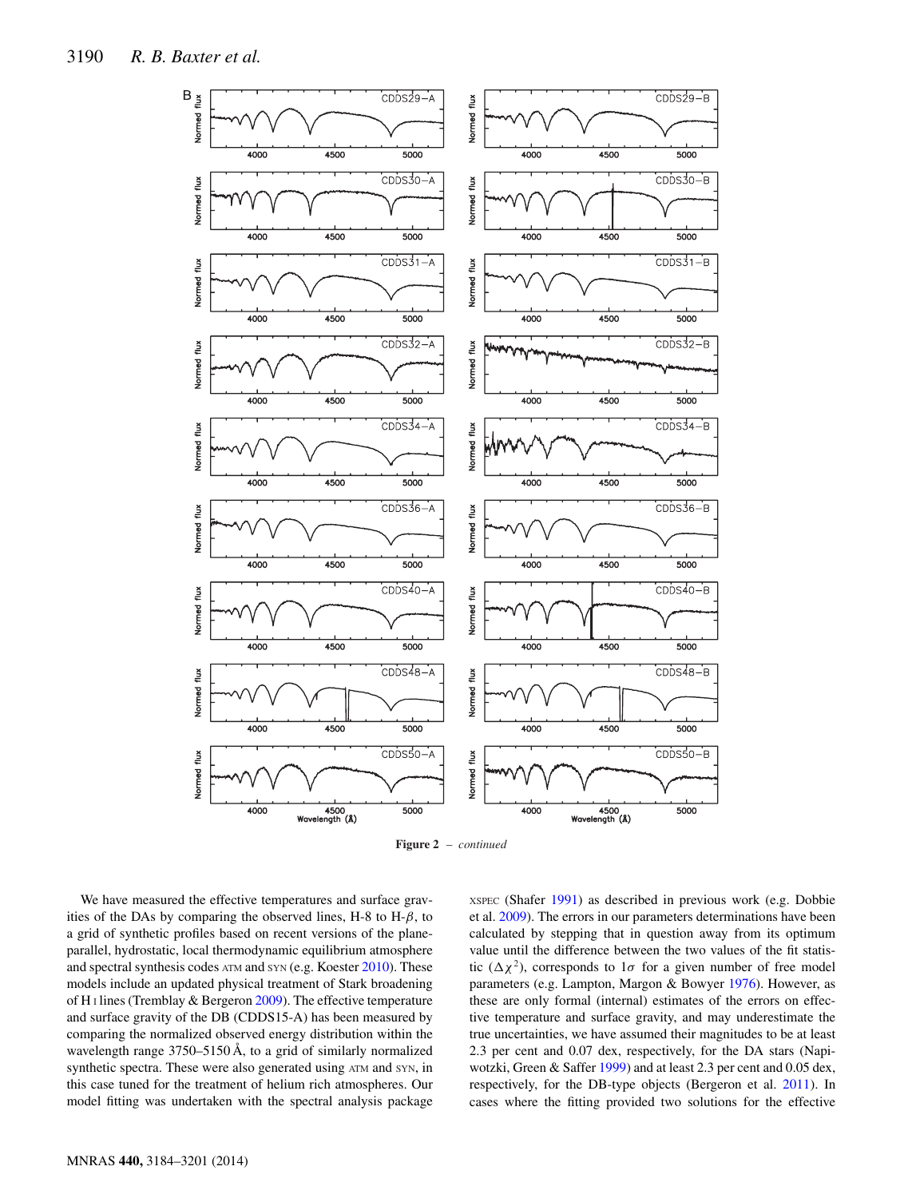**Figure 2** – *continued*

We have measured the effective temperatures and surface gravities of the DAs by comparing the observed lines, H-8 to H-$\beta$, to a grid of synthetic profiles based on recent versions of the plane-parallel, hydrostatic, local thermodynamic equilibrium atmosphere and spectral synthesis codes ATM and SYN (e.g. Koester 2010). These models include an updated physical treatment of Stark broadening of H I lines (Tremblay & Bergeron 2009). The effective temperature and surface gravity of the DB (CDDS15-A) has been measured by comparing the normalized observed energy distribution within the wavelength range 3750–5150 Å, to a grid of similarly normalized synthetic spectra. These were also generated using ATM and SYN, in this case tuned for the treatment of helium rich atmospheres. Our model fitting was undertaken with the spectral analysis package XSPEC (Shafer 1991) as described in previous work (e.g. Dobbie et al. 2009). The errors in our parameters determinations have been calculated by stepping that in question away from its optimum value until the difference between the two values of the fit statistic ($\Delta\chi^2$), corresponds to $1\sigma$ for a given number of free model parameters (e.g. Lampton, Margon & Bowyer 1976). However, as these are only formal (internal) estimates of the errors on effective temperature and surface gravity, and may underestimate the true uncertainties, we have assumed their magnitudes to be at least 2.3 per cent and 0.07 dex, respectively, for the DA stars (Napiwotzki, Green & Saffer 1999) and at least 2.3 per cent and 0.05 dex, respectively, for the DB-type objects (Bergeron et al. 2011). In cases where the fitting provided two solutions for the effective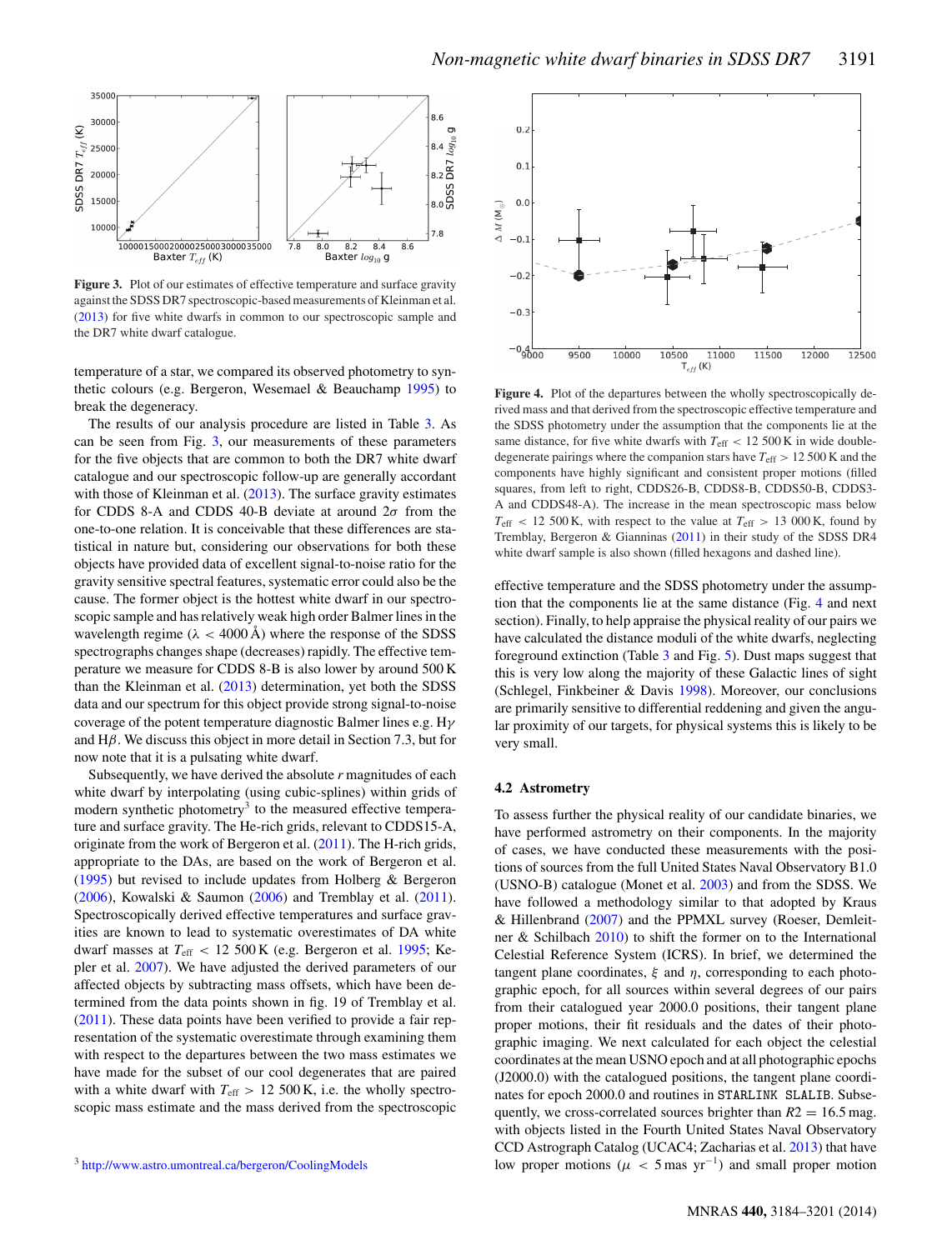**Figure 3.** Plot of our estimates of effective temperature and surface gravity against the SDSS DR7 spectroscopic-based measurements of Kleinman et al. (2013) for five white dwarfs in common to our spectroscopic sample and the DR7 white dwarf catalogue.

temperature of a star, we compared its observed photometry to synthetic colours (e.g. Bergeron, Wesemael & Beauchamp 1995) to break the degeneracy.

The results of our analysis procedure are listed in Table 3. As can be seen from Fig. 3, our measurements of these parameters for the five objects that are common to both the DR7 white dwarf catalogue and our spectroscopic follow-up are generally accordant with those of Kleinman et al. (2013). The surface gravity estimates for CDDS 8-A and CDDS 40-B deviate at around $2\sigma$ from the one-to-one relation. It is conceivable that these differences are statistical in nature but, considering our observations for both these objects have provided data of excellent signal-to-noise ratio for the gravity sensitive spectral features, systematic error could also be the cause. The former object is the hottest white dwarf in our spectroscopic sample and has relatively weak high order Balmer lines in the wavelength regime ($\lambda$ < 4000 Å) where the response of the SDSS spectrographs changes shape (decreases) rapidly. The effective temperature we measure for CDDS 8-B is also lower by around 500 K than the Kleinman et al. (2013) determination, yet both the SDSS data and our spectrum for this object provide strong signal-to-noise coverage of the potent temperature diagnostic Balmer lines e.g. H$\gamma$ and H$\beta$. We discuss this object in more detail in Section 7.3, but for now note that it is a pulsating white dwarf.

Subsequently, we have derived the absolute $r$ magnitudes of each white dwarf by interpolating (using cubic-splines) within grids of modern synthetic photometry[3] to the measured effective temperature and surface gravity. The He-rich grids, relevant to CDDS15-A, originate from the work of Bergeron et al. (2011). The H-rich grids, appropriate to the DAs, are based on the work of Bergeron et al. (1995) but revised to include updates from Holberg & Bergeron (2006), Kowalski & Saumon (2006) and Tremblay et al. (2011). Spectroscopically derived effective temperatures and surface gravities are known to lead to systematic overestimates of DA white dwarf masses at $T_{\rm eff}$ < 12 500 K (e.g. Bergeron et al. 1995; Kepler et al. 2007). We have adjusted the derived parameters of our affected objects by subtracting mass offsets, which have been determined from the data points shown in fig. 19 of Tremblay et al. (2011). These data points have been verified to provide a fair representation of the systematic overestimate through examining them with respect to the departures between the two mass estimates we have made for the subset of our cool degenerates that are paired with a white dwarf with $T_{\rm eff}$ > 12 500 K, i.e. the wholly spectroscopic mass estimate and the mass derived from the spectroscopic

[3] http://www.astro.umontreal.ca/bergeron/CoolingModels

**Figure 4.** Plot of the departures between the wholly spectroscopically derived mass and that derived from the spectroscopic effective temperature and the SDSS photometry under the assumption that the components lie at the same distance, for five white dwarfs with $T_{\rm eff}$ < 12 500 K in wide double-degenerate pairings where the companion stars have $T_{\rm eff}$ > 12 500 K and the components have highly significant and consistent proper motions (filled squares, from left to right, CDDS26-B, CDDS8-B, CDDS50-B, CDDS3-A and CDDS48-A). The increase in the mean spectroscopic mass below $T_{\rm eff}$ < 12 500 K, with respect to the value at $T_{\rm eff}$ > 13 000 K, found by Tremblay, Bergeron & Gianninas (2011) in their study of the SDSS DR4 white dwarf sample is also shown (filled hexagons and dashed line).

effective temperature and the SDSS photometry under the assumption that the components lie at the same distance (Fig. 4 and next section). Finally, to help appraise the physical reality of our pairs we have calculated the distance moduli of the white dwarfs, neglecting foreground extinction (Table 3 and Fig. 5). Dust maps suggest that this is very low along the majority of these Galactic lines of sight (Schlegel, Finkbeiner & Davis 1998). Moreover, our conclusions are primarily sensitive to differential reddening and given the angular proximity of our targets, for physical systems this is likely to be very small.

### 4.2 Astrometry

To assess further the physical reality of our candidate binaries, we have performed astrometry on their components. In the majority of cases, we have conducted these measurements with the positions of sources from the full United States Naval Observatory B1.0 (USNO-B) catalogue (Monet et al. 2003) and from the SDSS. We have followed a methodology similar to that adopted by Kraus & Hillenbrand (2007) and the PPMXL survey (Roeser, Demleitner & Schilbach 2010) to shift the former on to the International Celestial Reference System (ICRS). In brief, we determined the tangent plane coordinates, $\xi$ and $\eta$, corresponding to each photographic epoch, for all sources within several degrees of our pairs from their catalogued year 2000.0 positions, their tangent plane proper motions, their fit residuals and the dates of their photographic imaging. We next calculated for each object the celestial coordinates at the mean USNO epoch and at all photographic epochs (J2000.0) with the catalogued positions, the tangent plane coordinates for epoch 2000.0 and routines in STARLINK SLALIB. Subsequently, we cross-correlated sources brighter than $R2$ = 16.5 mag. with objects listed in the Fourth United States Naval Observatory CCD Astrograph Catalog (UCAC4; Zacharias et al. 2013) that have low proper motions ($\mu$ < 5 mas yr$^{-1}$) and small proper motion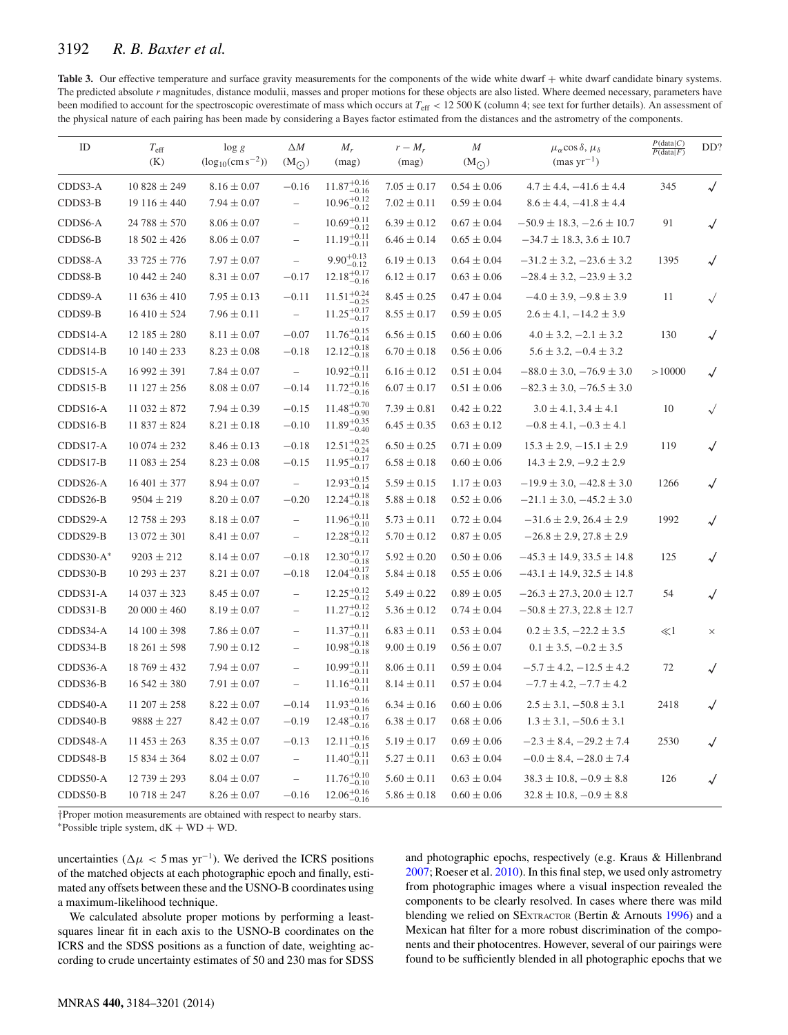**Table 3.** Our effective temperature and surface gravity measurements for the components of the wide white dwarf + white dwarf candidate binary systems. The predicted absolute *r* magnitudes, distance modulii, masses and proper motions for these objects are also listed. Where deemed necessary, parameters have been modified to account for the spectroscopic overestimate of mass which occurs at $T_{\rm eff} < 12\,500$ K (column 4; see text for further details). An assessment of the physical nature of each pairing has been made by considering a Bayes factor estimated from the distances and the astrometry of the components.

| ID | $T_{\rm eff}$ (K) | log *g* ($\log_{10}$(cm s$^{-2}$)) | $\Delta M$ (M$_{\odot}$) | $M_r$ (mag) | $r - M_r$ (mag) | $M$ (M$_{\odot}$) | $\mu_\alpha \cos\delta$, $\mu_\delta$ (mas yr$^{-1}$) | $\frac{P(\rm data\|C)}{P(\rm data\|F)}$ | DD? |
|---|---|---|---|---|---|---|---|---|---|
| CDDS3-A | 10 828 ± 249 | 8.16 ± 0.07 | −0.16 | $11.87^{+0.16}_{-0.16}$ | 7.05 ± 0.17 | 0.54 ± 0.06 | 4.7 ± 4.4, −41.6 ± 4.4 | 345 | ✓ |
| CDDS3-B | 19 116 ± 440 | 7.94 ± 0.07 | – | $10.96^{+0.12}_{-0.12}$ | 7.02 ± 0.11 | 0.59 ± 0.04 | 8.6 ± 4.4, −41.8 ± 4.4 | | |
| CDDS6-A | 24 788 ± 570 | 8.06 ± 0.07 | – | $10.69^{+0.11}_{-0.12}$ | 6.39 ± 0.12 | 0.67 ± 0.04 | −50.9 ± 18.3, −2.6 ± 10.7 | 91 | ✓ |
| CDDS6-B | 18 502 ± 426 | 8.06 ± 0.07 | – | $11.19^{+0.11}_{-0.11}$ | 6.46 ± 0.14 | 0.65 ± 0.04 | −34.7 ± 18.3, 3.6 ± 10.7 | | |
| CDDS8-A | 33 725 ± 776 | 7.97 ± 0.07 | – | $9.90^{+0.13}_{-0.12}$ | 6.19 ± 0.13 | 0.64 ± 0.04 | −31.2 ± 3.2, −23.6 ± 3.2 | 1395 | ✓ |
| CDDS8-B | 10 442 ± 240 | 8.31 ± 0.07 | −0.17 | $12.18^{+0.17}_{-0.16}$ | 6.12 ± 0.17 | 0.63 ± 0.06 | −28.4 ± 3.2, −23.9 ± 3.2 | | |
| CDDS9-A | 11 636 ± 410 | 7.95 ± 0.13 | −0.11 | $11.51^{+0.24}_{-0.25}$ | 8.45 ± 0.25 | 0.47 ± 0.04 | −4.0 ± 3.9, −9.8 ± 3.9 | 11 | ✓ |
| CDDS9-B | 16 410 ± 524 | 7.96 ± 0.11 | – | $11.25^{+0.17}_{-0.17}$ | 8.55 ± 0.17 | 0.59 ± 0.05 | 2.6 ± 4.1, −14.2 ± 3.9 | | |
| CDDS14-A | 12 185 ± 280 | 8.11 ± 0.07 | −0.07 | $11.76^{+0.15}_{-0.14}$ | 6.56 ± 0.15 | 0.60 ± 0.06 | 4.0 ± 3.2, −2.1 ± 3.2 | 130 | ✓ |
| CDDS14-B | 10 140 ± 233 | 8.23 ± 0.08 | −0.18 | $12.12^{+0.18}_{-0.18}$ | 6.70 ± 0.18 | 0.56 ± 0.06 | 5.6 ± 3.2, −0.4 ± 3.2 | | |
| CDDS15-A | 16 992 ± 391 | 7.84 ± 0.07 | – | $10.92^{+0.11}_{-0.11}$ | 6.16 ± 0.12 | 0.51 ± 0.04 | −88.0 ± 3.0, −76.9 ± 3.0 | >10000 | ✓ |
| CDDS15-B | 11 127 ± 256 | 8.08 ± 0.07 | −0.14 | $11.72^{+0.16}_{-0.16}$ | 6.07 ± 0.17 | 0.51 ± 0.06 | −82.3 ± 3.0, −76.5 ± 3.0 | | |
| CDDS16-A | 11 032 ± 872 | 7.94 ± 0.39 | −0.15 | $11.48^{+0.70}_{-0.90}$ | 7.39 ± 0.81 | 0.42 ± 0.22 | 3.0 ± 4.1, 3.4 ± 4.1 | 10 | ✓ |
| CDDS16-B | 11 837 ± 824 | 8.21 ± 0.18 | −0.10 | $11.89^{+0.35}_{-0.40}$ | 6.45 ± 0.35 | 0.63 ± 0.12 | −0.8 ± 4.1, −0.3 ± 4.1 | | |
| CDDS17-A | 10 074 ± 232 | 8.46 ± 0.13 | −0.18 | $12.51^{+0.25}_{-0.24}$ | 6.50 ± 0.25 | 0.71 ± 0.09 | 15.3 ± 2.9, −15.1 ± 2.9 | 119 | ✓ |
| CDDS17-B | 11 083 ± 254 | 8.23 ± 0.08 | −0.15 | $11.95^{+0.17}_{-0.17}$ | 6.58 ± 0.18 | 0.60 ± 0.06 | 14.3 ± 2.9, −9.2 ± 2.9 | | |
| CDDS26-A | 16 401 ± 377 | 8.94 ± 0.07 | – | $12.93^{+0.15}_{-0.14}$ | 5.59 ± 0.15 | 1.17 ± 0.03 | −19.9 ± 3.0, −42.8 ± 3.0 | 1266 | ✓ |
| CDDS26-B | 9504 ± 219 | 8.20 ± 0.07 | −0.20 | $12.24^{+0.18}_{-0.18}$ | 5.88 ± 0.18 | 0.52 ± 0.06 | −21.1 ± 3.0, −45.2 ± 3.0 | | |
| CDDS29-A | 12 758 ± 293 | 8.18 ± 0.07 | – | $11.96^{+0.11}_{-0.10}$ | 5.73 ± 0.11 | 0.72 ± 0.04 | −31.6 ± 2.9, 26.4 ± 2.9 | 1992 | ✓ |
| CDDS29-B | 13 072 ± 301 | 8.41 ± 0.07 | – | $12.28^{+0.12}_{-0.11}$ | 5.70 ± 0.12 | 0.87 ± 0.05 | −26.8 ± 2.9, 27.8 ± 2.9 | | |
| CDDS30-A* | 9203 ± 212 | 8.14 ± 0.07 | −0.18 | $12.30^{+0.17}_{-0.18}$ | 5.92 ± 0.20 | 0.50 ± 0.06 | −45.3 ± 14.9, 33.5 ± 14.8 | 125 | ✓ |
| CDDS30-B | 10 293 ± 237 | 8.21 ± 0.07 | −0.18 | $12.04^{+0.17}_{-0.18}$ | 5.84 ± 0.18 | 0.55 ± 0.06 | −43.1 ± 14.9, 32.5 ± 14.8 | | |
| CDDS31-A | 14 037 ± 323 | 8.45 ± 0.07 | – | $12.25^{+0.12}_{-0.12}$ | 5.49 ± 0.22 | 0.89 ± 0.05 | −26.3 ± 27.3, 20.0 ± 12.7 | 54 | ✓ |
| CDDS31-B | 20 000 ± 460 | 8.19 ± 0.07 | – | $11.27^{+0.12}_{-0.12}$ | 5.36 ± 0.12 | 0.74 ± 0.04 | −50.8 ± 27.3, 22.8 ± 12.7 | | |
| CDDS34-A | 14 100 ± 398 | 7.86 ± 0.07 | – | $11.37^{+0.11}_{-0.11}$ | 6.83 ± 0.11 | 0.53 ± 0.04 | 0.2 ± 3.5, −22.2 ± 3.5 | ≪1 | × |
| CDDS34-B | 18 261 ± 598 | 7.90 ± 0.12 | – | $10.98^{+0.18}_{-0.18}$ | 9.00 ± 0.19 | 0.56 ± 0.07 | 0.1 ± 3.5, −0.2 ± 3.5 | | |
| CDDS36-A | 18 769 ± 432 | 7.94 ± 0.07 | – | $10.99^{+0.11}_{-0.11}$ | 8.06 ± 0.11 | 0.59 ± 0.04 | −5.7 ± 4.2, −12.5 ± 4.2 | 72 | ✓ |
| CDDS36-B | 16 542 ± 380 | 7.91 ± 0.07 | – | $11.16^{+0.11}_{-0.11}$ | 8.14 ± 0.11 | 0.57 ± 0.04 | −7.7 ± 4.2, −7.7 ± 4.2 | | |
| CDDS40-A | 11 207 ± 258 | 8.22 ± 0.07 | −0.14 | $11.93^{+0.16}_{-0.16}$ | 6.34 ± 0.16 | 0.60 ± 0.06 | 2.5 ± 3.1, −50.8 ± 3.1 | 2418 | ✓ |
| CDDS40-B | 9888 ± 227 | 8.42 ± 0.07 | −0.19 | $12.48^{+0.17}_{-0.16}$ | 6.38 ± 0.17 | 0.68 ± 0.06 | 1.3 ± 3.1, −50.6 ± 3.1 | | |
| CDDS48-A | 11 453 ± 263 | 8.35 ± 0.07 | −0.13 | $12.11^{+0.16}_{-0.15}$ | 5.19 ± 0.17 | 0.69 ± 0.06 | −2.3 ± 8.4, −29.2 ± 7.4 | 2530 | ✓ |
| CDDS48-B | 15 834 ± 364 | 8.02 ± 0.07 | – | $11.40^{+0.11}_{-0.11}$ | 5.27 ± 0.11 | 0.63 ± 0.04 | −0.0 ± 8.4, −28.0 ± 7.4 | | |
| CDDS50-A | 12 739 ± 293 | 8.04 ± 0.07 | – | $11.76^{+0.10}_{-0.10}$ | 5.60 ± 0.11 | 0.63 ± 0.04 | 38.3 ± 10.8, −0.9 ± 8.8 | 126 | ✓ |
| CDDS50-B | 10 718 ± 247 | 8.26 ± 0.07 | −0.16 | $12.06^{+0.16}_{-0.16}$ | 5.86 ± 0.18 | 0.60 ± 0.06 | 32.8 ± 10.8, −0.9 ± 8.8 | | |

†Proper motion measurements are obtained with respect to nearby stars.
*Possible triple system, dK + WD + WD.

uncertainties ($\Delta\mu < 5$ mas yr$^{-1}$). We derived the ICRS positions of the matched objects at each photographic epoch and finally, estimated any offsets between these and the USNO-B coordinates using a maximum-likelihood technique.

We calculated absolute proper motions by performing a least-squares linear fit in each axis to the USNO-B coordinates on the ICRS and the SDSS positions as a function of date, weighting according to crude uncertainty estimates of 50 and 230 mas for SDSS and photographic epochs, respectively (e.g. Kraus & Hillenbrand 2007; Roeser et al. 2010). In this final step, we used only astrometry from photographic images where a visual inspection revealed the components to be clearly resolved. In cases where there was mild blending we relied on SExtractor (Bertin & Arnouts 1996) and a Mexican hat filter for a more robust discrimination of the components and their photocentres. However, several of our pairings were found to be sufficiently blended in all photographic epochs that we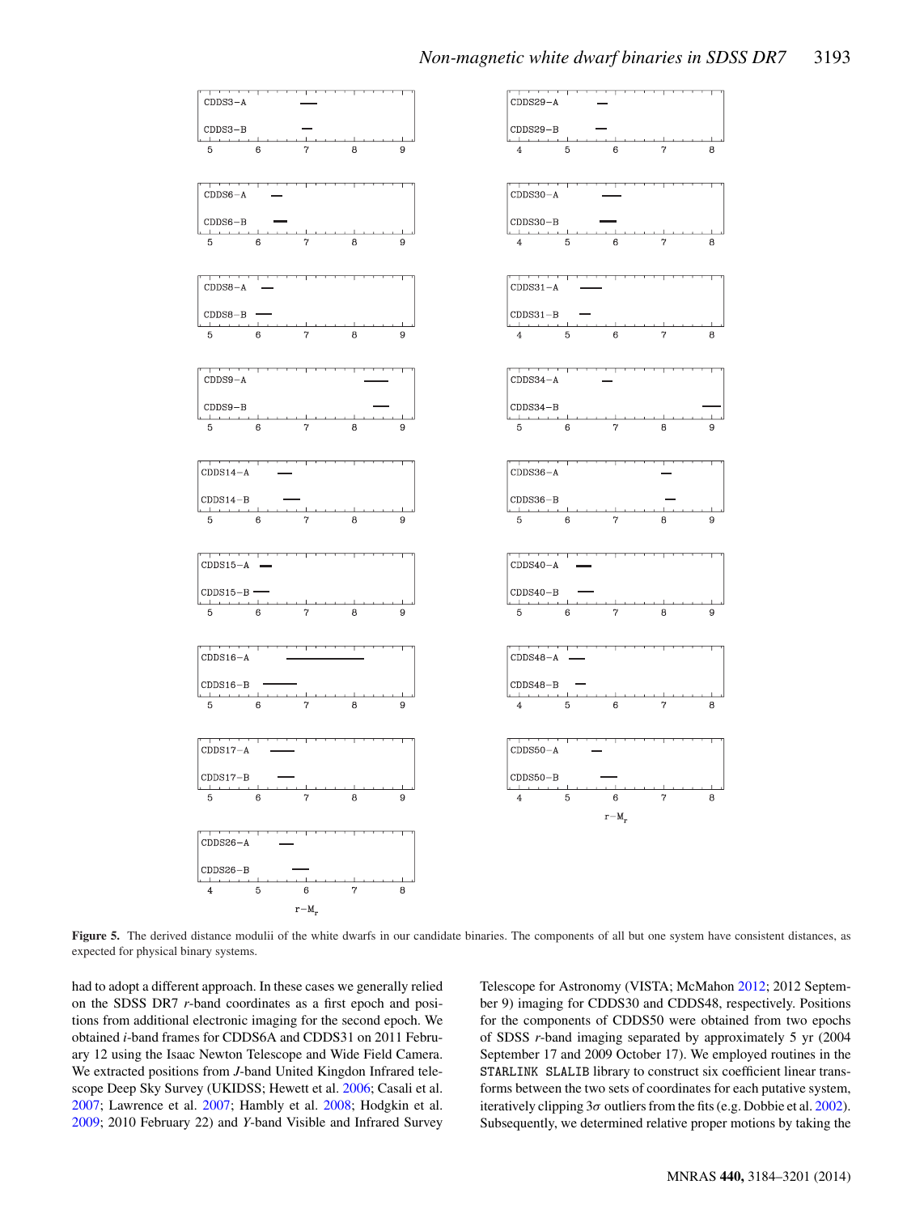**Figure 5.** The derived distance modulii of the white dwarfs in our candidate binaries. The components of all but one system have consistent distances, as expected for physical binary systems.

had to adopt a different approach. In these cases we generally relied on the SDSS DR7 $r$-band coordinates as a first epoch and positions from additional electronic imaging for the second epoch. We obtained $i$-band frames for CDDS6A and CDDS31 on 2011 February 12 using the Isaac Newton Telescope and Wide Field Camera. We extracted positions from $J$-band United Kingdom Infrared Telescope Deep Sky Survey (UKIDSS; Hewett et al. 2006; Casali et al. 2007; Lawrence et al. 2007; Hambly et al. 2008; Hodgkin et al. 2009; 2010 February 22) and $Y$-band Visible and Infrared Survey Telescope for Astronomy (VISTA; McMahon 2012; 2012 September 9) imaging for CDDS30 and CDDS48, respectively. Positions for the components of CDDS50 were obtained from two epochs of SDSS $r$-band imaging separated by approximately 5 yr (2004 September 17 and 2009 October 17). We employed routines in the STARLINK SLALIB library to construct six coefficient linear transforms between the two sets of coordinates for each putative system, iteratively clipping $3\sigma$ outliers from the fits (e.g. Dobbie et al. 2002). Subsequently, we determined relative proper motions by taking the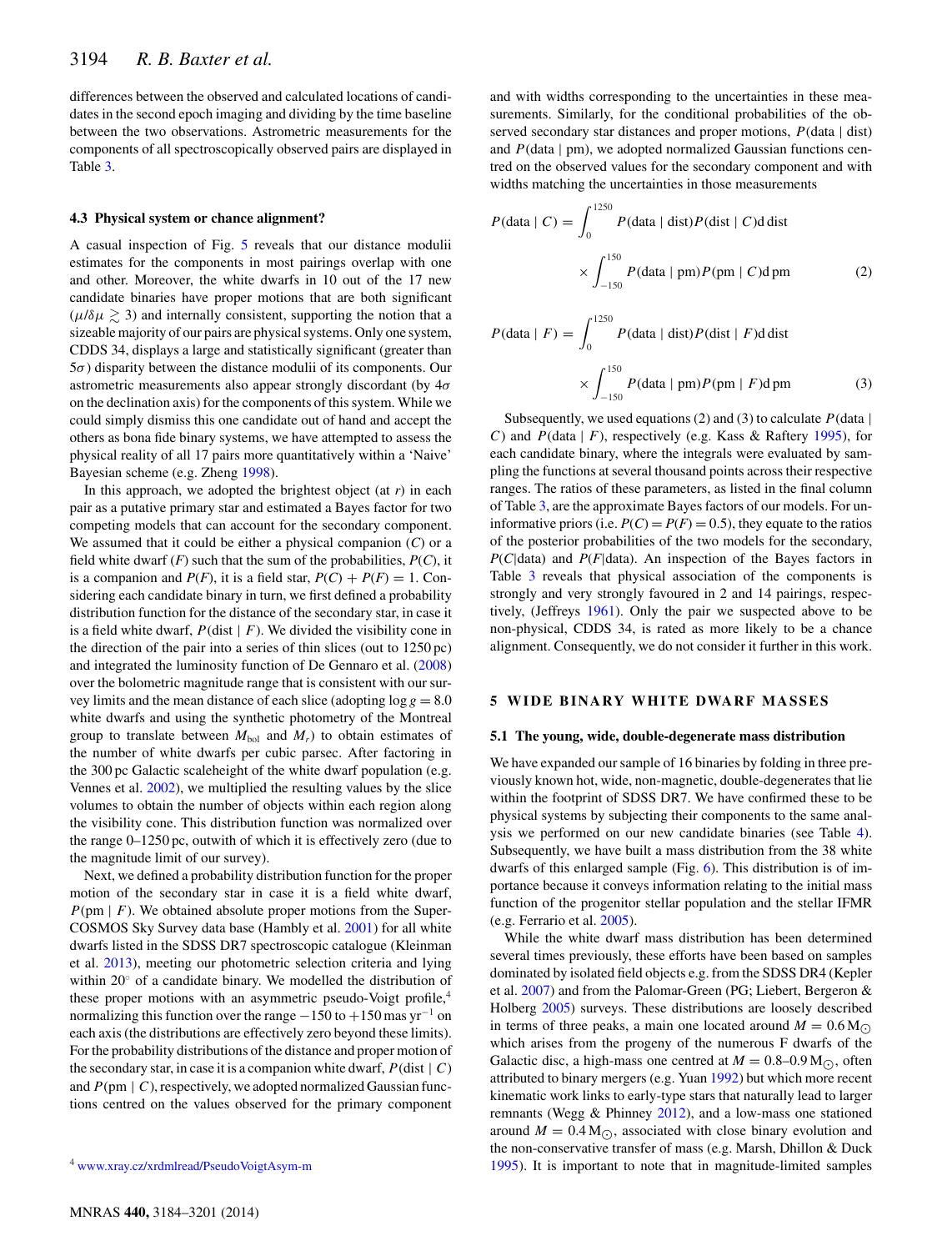differences between the observed and calculated locations of candidates in the second epoch imaging and dividing by the time baseline between the two observations. Astrometric measurements for the components of all spectroscopically observed pairs are displayed in Table 3.

### 4.3 Physical system or chance alignment?

A casual inspection of Fig. 5 reveals that our distance moduli estimates for the components in most pairings overlap with one and other. Moreover, the white dwarfs in 10 out of the 17 new candidate binaries have proper motions that are both significant ($\mu/\delta\mu \gtrsim 3$) and internally consistent, supporting the notion that a sizeable majority of our pairs are physical systems. Only one system, CDDS 34, displays a large and statistically significant (greater than $5\sigma$) disparity between the distance moduli of its components. Our astrometric measurements also appear strongly discordant (by $4\sigma$ on the declination axis) for the components of this system. While we could simply dismiss this one candidate out of hand and accept the others as bona fide binary systems, we have attempted to assess the physical reality of all 17 pairs more quantitatively within a 'Naive' Bayesian scheme (e.g. Zheng 1998).

In this approach, we adopted the brightest object (at $r$) in each pair as a putative primary star and estimated a Bayes factor for two competing models that can account for the secondary component. We assumed that it could be either a physical companion ($C$) or a field white dwarf ($F$) such that the sum of the probabilities, $P(C)$, it is a companion and $P(F)$, it is a field star, $P(C) + P(F) = 1$. Considering each candidate binary in turn, we first defined a probability distribution function for the distance of the secondary star, in case it is a field white dwarf, $P(\text{dist} \mid F)$. We divided the visibility cone in the direction of the pair into a series of thin slices (out to 1250 pc) and integrated the luminosity function of De Gennaro et al. (2008) over the bolometric magnitude range that is consistent with our survey limits and the mean distance of each slice (adopting $\log g = 8.0$ white dwarfs and using the synthetic photometry of the Montreal group to translate between $M_{\text{bol}}$ and $M_r$) to obtain estimates of the number of white dwarfs per cubic parsec. After factoring in the 300 pc Galactic scaleheight of the white dwarf population (e.g. Vennes et al. 2002), we multiplied the resulting values by the slice volumes to obtain the number of objects within each region along the visibility cone. This distribution function was normalized over the range 0–1250 pc, outwith of which it is effectively zero (due to the magnitude limit of our survey).

Next, we defined a probability distribution function for the proper motion of the secondary star in case it is a field white dwarf, $P(\text{pm} \mid F)$. We obtained absolute proper motions from the SuperCOSMOS Sky Survey data base (Hambly et al. 2001) for all white dwarfs listed in the SDSS DR7 spectroscopic catalogue (Kleinman et al. 2013), meeting our photometric selection criteria and lying within 20° of a candidate binary. We modelled the distribution of these proper motions with an asymmetric pseudo-Voigt profile,[4] normalizing this function over the range −150 to +150 mas yr$^{-1}$ on each axis (the distributions are effectively zero beyond these limits). For the probability distributions of the distance and proper motion of the secondary star, in case it is a companion white dwarf, $P(\text{dist} \mid C)$ and $P(\text{pm} \mid C)$, respectively, we adopted normalized Gaussian functions centred on the values observed for the primary component and with widths corresponding to the uncertainties in these measurements. Similarly, for the conditional probabilities of the observed secondary star distances and proper motions, $P(\text{data} \mid \text{dist})$ and $P(\text{data} \mid \text{pm})$, we adopted normalized Gaussian functions centred on the observed values for the secondary component and with widths matching the uncertainties in those measurements

$$P(\text{data} \mid C) = \int_0^{1250} P(\text{data} \mid \text{dist}) P(\text{dist} \mid C) \text{d dist} \times \int_{-150}^{150} P(\text{data} \mid \text{pm}) P(\text{pm} \mid C) \text{d pm} \quad (2)$$

$$P(\text{data} \mid F) = \int_0^{1250} P(\text{data} \mid \text{dist}) P(\text{dist} \mid F) \text{d dist} \times \int_{-150}^{150} P(\text{data} \mid \text{pm}) P(\text{pm} \mid F) \text{d pm} \quad (3)$$

Subsequently, we used equations (2) and (3) to calculate $P(\text{data} \mid C)$ and $P(\text{data} \mid F)$, respectively (e.g. Kass & Raftery 1995), for each candidate binary, where the integrals were evaluated by sampling the functions at several thousand points across their respective ranges. The ratios of these parameters, as listed in the final column of Table 3, are the approximate Bayes factors of our models. For uninformative priors (i.e. $P(C) = P(F) = 0.5$), they equate to the ratios of the posterior probabilities of the two models for the secondary, $P(C|\text{data})$ and $P(F|\text{data})$. An inspection of the Bayes factors in Table 3 reveals that physical association of the components is strongly and very strongly favoured in 2 and 14 pairings, respectively, (Jeffreys 1961). Only the pair we suspected above to be non-physical, CDDS 34, is rated as more likely to be a chance alignment. Consequently, we do not consider it further in this work.

## 5 WIDE BINARY WHITE DWARF MASSES

### 5.1 The young, wide, double-degenerate mass distribution

We have expanded our sample of 16 binaries by folding in three previously known hot, wide, non-magnetic, double-degenerates that lie within the footprint of SDSS DR7. We have confirmed these to be physical systems by subjecting their components to the same analysis we performed on our new candidate binaries (see Table 4). Subsequently, we have built a mass distribution from the 38 white dwarfs of this enlarged sample (Fig. 6). This distribution is of importance because it conveys information relating to the initial mass function of the progenitor stellar population and the stellar IFMR (e.g. Ferrario et al. 2005).

While the white dwarf mass distribution has been determined several times previously, these efforts have been based on samples dominated by isolated field objects e.g. from the SDSS DR4 (Kepler et al. 2007) and from the Palomar-Green (PG; Liebert, Bergeron & Holberg 2005) surveys. These distributions are loosely described in terms of three peaks, a main one located around $M = 0.6\,\text{M}_\odot$ which arises from the progeny of the numerous F dwarfs of the Galactic disc, a high-mass one centred at $M = 0.8$–$0.9\,\text{M}_\odot$, often attributed to binary mergers (e.g. Yuan 1992) but which more recent kinematic work links to early-type stars that naturally lead to larger remnants (Wegg & Phinney 2012), and a low-mass one stationed around $M = 0.4\,\text{M}_\odot$, associated with close binary evolution and the non-conservative transfer of mass (e.g. Marsh, Dhillon & Duck 1995). It is important to note that in magnitude-limited samples

[4] www.xray.cz/xrdmlread/PseudoVoigtAsym-m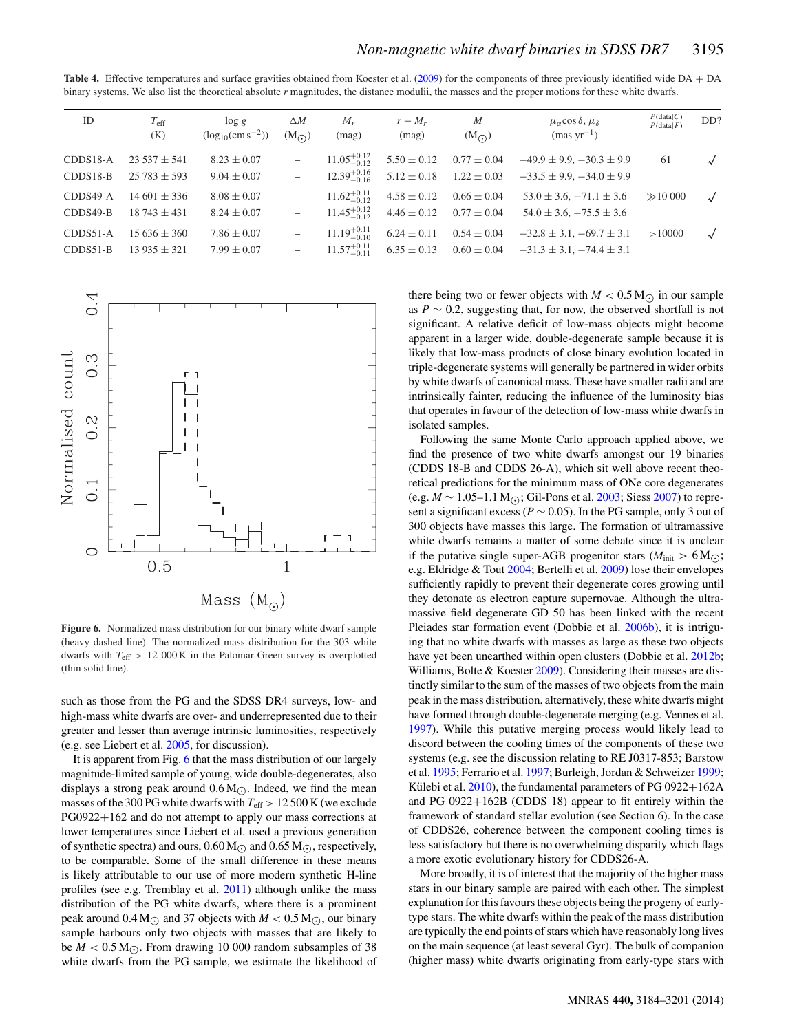**Table 4.** Effective temperatures and surface gravities obtained from Koester et al. (2009) for the components of three previously identified wide DA + DA binary systems. We also list the theoretical absolute $r$ magnitudes, the distance moduli, the masses and the proper motions for these white dwarfs.

| ID | $T_{\rm eff}$ (K) | $\log g$ ($\log_{10}$(cm s$^{-2}$)) | $\Delta M$ (M$_\odot$) | $M_r$ (mag) | $r - M_r$ (mag) | $M$ (M$_\odot$) | $\mu_\alpha \cos\delta$, $\mu_\delta$ (mas yr$^{-1}$) | $\frac{P(\mathrm{data}\mid C)}{P(\mathrm{data}\mid F)}$ | DD? |
|---|---|---|---|---|---|---|---|---|---|
| CDDS18-A | 23 537 ± 541 | 8.23 ± 0.07 | – | $11.05^{+0.12}_{-0.12}$ | 5.50 ± 0.12 | 0.77 ± 0.04 | −49.9 ± 9.9, −30.3 ± 9.9 | 61 | ✓ |
| CDDS18-B | 25 783 ± 593 | 9.04 ± 0.07 | – | $12.39^{+0.16}_{-0.16}$ | 5.12 ± 0.18 | 1.22 ± 0.03 | −33.5 ± 9.9, −34.0 ± 9.9 | | |
| CDDS49-A | 14 601 ± 336 | 8.08 ± 0.07 | – | $11.62^{+0.11}_{-0.12}$ | 4.58 ± 0.12 | 0.66 ± 0.04 | 53.0 ± 3.6, −71.1 ± 3.6 | ≫10 000 | ✓ |
| CDDS49-B | 18 743 ± 431 | 8.24 ± 0.07 | – | $11.45^{+0.12}_{-0.12}$ | 4.46 ± 0.12 | 0.77 ± 0.04 | 54.0 ± 3.6, −75.5 ± 3.6 | | |
| CDDS51-A | 15 636 ± 360 | 7.86 ± 0.07 | – | $11.19^{+0.11}_{-0.10}$ | 6.24 ± 0.11 | 0.54 ± 0.04 | −32.8 ± 3.1, −69.7 ± 3.1 | >10000 | ✓ |
| CDDS51-B | 13 935 ± 321 | 7.99 ± 0.07 | – | $11.57^{+0.11}_{-0.11}$ | 6.35 ± 0.13 | 0.60 ± 0.04 | −31.3 ± 3.1, −74.4 ± 3.1 | | |

**Figure 6.** Normalized mass distribution for our binary white dwarf sample (heavy dashed line). The normalized mass distribution for the 303 white dwarfs with $T_{\rm eff}$ > 12 000 K in the Palomar-Green survey is overplotted (thin solid line).

such as those from the PG and the SDSS DR4 surveys, low- and high-mass white dwarfs are over- and underrepresented due to their greater and lesser than average intrinsic luminosities, respectively (e.g. see Liebert et al. 2005, for discussion).

It is apparent from Fig. 6 that the mass distribution of our largely magnitude-limited sample of young, wide double-degenerates, also displays a strong peak around 0.6 M$_\odot$. Indeed, we find the mean masses of the 300 PG white dwarfs with $T_{\rm eff}$ > 12 500 K (we exclude PG0922+162 and do not attempt to apply our mass corrections at lower temperatures since Liebert et al. used a previous generation of synthetic spectra) and ours, 0.60 M$_\odot$ and 0.65 M$_\odot$, respectively, to be comparable. Some of the small difference in these means is likely attributable to our use of more modern synthetic H-line profiles (see e.g. Tremblay et al. 2011) although unlike the mass distribution of the PG white dwarfs, where there is a prominent peak around 0.4 M$_\odot$ and 37 objects with $M$ < 0.5 M$_\odot$, our binary sample harbours only two objects with masses that are likely to be $M$ < 0.5 M$_\odot$. From drawing 10 000 random subsamples of 38 white dwarfs from the PG sample, we estimate the likelihood of there being two or fewer objects with $M$ < 0.5 M$_\odot$ in our sample as $P \sim 0.2$, suggesting that, for now, the observed shortfall is not significant. A relative deficit of low-mass objects might become apparent in a larger wide, double-degenerate sample because it is likely that low-mass products of close binary evolution located in triple-degenerate systems will generally be partnered in wider orbits by white dwarfs of canonical mass. These have smaller radii and are intrinsically fainter, reducing the influence of the luminosity bias that operates in favour of the detection of low-mass white dwarfs in isolated samples.

Following the same Monte Carlo approach applied above, we find the presence of two white dwarfs amongst our 19 binaries (CDDS 18-B and CDDS 26-A), which sit well above recent theoretical predictions for the minimum mass of ONe core degenerates (e.g. $M \sim$ 1.05–1.1 M$_\odot$; Gil-Pons et al. 2003; Siess 2007) to represent a significant excess ($P \sim 0.05$). In the PG sample, only 3 out of 300 objects have masses this large. The formation of ultramassive white dwarfs remains a matter of some debate since it is unclear if the putative single super-AGB progenitor stars ($M_{\rm init}$ > 6 M$_\odot$; e.g. Eldridge & Tout 2004; Bertelli et al. 2009) lose their envelopes sufficiently rapidly to prevent their degenerate cores growing until they detonate as electron capture supernovae. Although the ultramassive field degenerate GD 50 has been linked with the recent Pleiades star formation event (Dobbie et al. 2006b), it is intriguing that no white dwarfs with masses as large as these two objects have yet been unearthed within open clusters (Dobbie et al. 2012b; Williams, Bolte & Koester 2009). Considering their masses are distinctly similar to the sum of the masses of two objects from the main peak in the mass distribution, alternatively, these white dwarfs might have formed through double-degenerate merging (e.g. Vennes et al. 1997). While this putative merging process would likely lead to discord between the cooling times of the components of these two systems (e.g. see the discussion relating to RE J0317-853; Barstow et al. 1995; Ferrario et al. 1997; Burleigh, Jordan & Schweizer 1999; Külebi et al. 2010), the fundamental parameters of PG 0922+162A and PG 0922+162B (CDDS 18) appear to fit entirely within the framework of standard stellar evolution (see Section 6). In the case of CDDS26, coherence between the component cooling times is less satisfactory but there is no overwhelming disparity which flags a more exotic evolutionary history for CDDS26-A.

More broadly, it is of interest that the majority of the higher mass stars in our binary sample are paired with each other. The simplest explanation for this favours these objects being the progeny of early-type stars. The white dwarfs within the peak of the mass distribution are typically the end points of stars which have reasonably long lives on the main sequence (at least several Gyr). The bulk of companion (higher mass) white dwarfs originating from early-type stars with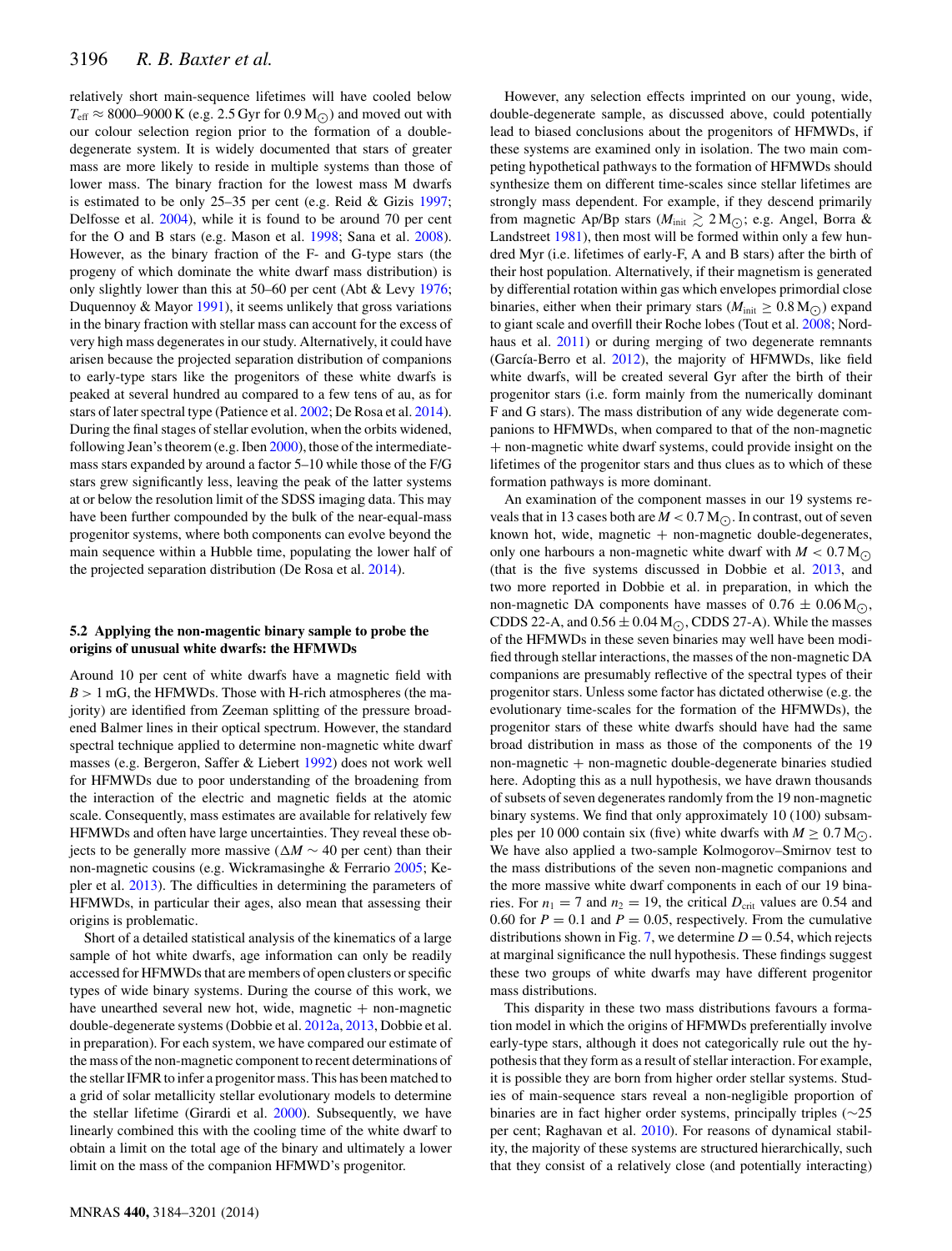relatively short main-sequence lifetimes will have cooled below $T_{\rm eff} \approx 8000$–$9000$ K (e.g. 2.5 Gyr for 0.9 $M_{\odot}$) and moved out with our colour selection region prior to the formation of a double-degenerate system. It is widely documented that stars of greater mass are more likely to reside in multiple systems than those of lower mass. The binary fraction for the lowest mass M dwarfs is estimated to be only 25–35 per cent (e.g. Reid & Gizis 1997; Delfosse et al. 2004), while it is found to be around 70 per cent for the O and B stars (e.g. Mason et al. 1998; Sana et al. 2008). However, as the binary fraction of the F- and G-type stars (the progeny of which dominate the white dwarf mass distribution) is only slightly lower than this at 50–60 per cent (Abt & Levy 1976; Duquennoy & Mayor 1991), it seems unlikely that gross variations in the binary fraction with stellar mass can account for the excess of very high mass degenerates in our study. Alternatively, it could have arisen because the projected separation distribution of companions to early-type stars like the progenitors of these white dwarfs is peaked at several hundred au compared to a few tens of au, as for stars of later spectral type (Patience et al. 2002; De Rosa et al. 2014). During the final stages of stellar evolution, when the orbits widened, following Jean's theorem (e.g. Iben 2000), those of the intermediate-mass stars expanded by around a factor 5–10 while those of the F/G stars grew significantly less, leaving the peak of the latter systems at or below the resolution limit of the SDSS imaging data. This may have been further compounded by the bulk of the near-equal-mass progenitor systems, where both components can evolve beyond the main sequence within a Hubble time, populating the lower half of the projected separation distribution (De Rosa et al. 2014).

### 5.2 Applying the non-magentic binary sample to probe the origins of unusual white dwarfs: the HFMWDs

Around 10 per cent of white dwarfs have a magnetic field with $B > 1$ mG, the HFMWDs. Those with H-rich atmospheres (the majority) are identified from Zeeman splitting of the pressure broadened Balmer lines in their optical spectrum. However, the standard spectral technique applied to determine non-magnetic white dwarf masses (e.g. Bergeron, Saffer & Liebert 1992) does not work well for HFMWDs due to poor understanding of the broadening from the interaction of the electric and magnetic fields at the atomic scale. Consequently, mass estimates are available for relatively few HFMWDs and often have large uncertainties. They reveal these objects to be generally more massive ($\Delta M \sim 40$ per cent) than their non-magnetic cousins (e.g. Wickramasinghe & Ferrario 2005; Kepler et al. 2013). The difficulties in determining the parameters of HFMWDs, in particular their ages, also mean that assessing their origins is problematic.

Short of a detailed statistical analysis of the kinematics of a large sample of hot white dwarfs, age information can only be readily accessed for HFMWDs that are members of open clusters or specific types of wide binary systems. During the course of this work, we have unearthed several new hot, wide, magnetic + non-magnetic double-degenerate systems (Dobbie et al. 2012a, 2013, Dobbie et al. in preparation). For each system, we have compared our estimate of the mass of the non-magnetic component to recent determinations of the stellar IFMR to infer a progenitor mass. This has been matched to a grid of solar metallicity stellar evolutionary models to determine the stellar lifetime (Girardi et al. 2000). Subsequently, we have linearly combined this with the cooling time of the white dwarf to obtain a limit on the total age of the binary and ultimately a lower limit on the mass of the companion HFMWD's progenitor.

However, any selection effects imprinted on our young, wide, double-degenerate sample, as discussed above, could potentially lead to biased conclusions about the progenitors of HFMWDs, if these systems are examined only in isolation. The two main competing hypothetical pathways to the formation of HFMWDs should synthesize them on different time-scales since stellar lifetimes are strongly mass dependent. For example, if they descend primarily from magnetic Ap/Bp stars ($M_{\rm init} \gtrsim 2\,M_{\odot}$; e.g. Angel, Borra & Landstreet 1981), then most will be formed within only a few hundred Myr (i.e. lifetimes of early-F, A and B stars) after the birth of their host population. Alternatively, if their magnetism is generated by differential rotation within gas which envelopes primordial close binaries, either when their primary stars ($M_{\rm init} \geq 0.8\,M_{\odot}$) expand to giant scale and overfill their Roche lobes (Tout et al. 2008; Nordhaus et al. 2011) or during merging of two degenerate remnants (García-Berro et al. 2012), the majority of HFMWDs, like field white dwarfs, will be created several Gyr after the birth of their progenitor stars (i.e. form mainly from the numerically dominant F and G stars). The mass distribution of any wide degenerate companions to HFMWDs, when compared to that of the non-magnetic + non-magnetic white dwarf systems, could provide insight on the lifetimes of the progenitor stars and thus clues as to which of these formation pathways is more dominant.

An examination of the component masses in our 19 systems reveals that in 13 cases both are $M < 0.7\,M_{\odot}$. In contrast, out of seven known hot, wide, magnetic + non-magnetic double-degenerates, only one harbours a non-magnetic white dwarf with $M < 0.7\,M_{\odot}$ (that is the five systems discussed in Dobbie et al. 2013, and two more reported in Dobbie et al. in preparation, in which the non-magnetic DA components have masses of $0.76 \pm 0.06\,M_{\odot}$, CDDS 22-A, and $0.56 \pm 0.04\,M_{\odot}$, CDDS 27-A). While the masses of the HFMWDs in these seven binaries may well have been modified through stellar interactions, the masses of the non-magnetic DA companions are presumably reflective of the spectral types of their progenitor stars. Unless some factor has dictated otherwise (e.g. the evolutionary time-scales for the formation of the HFMWDs), the progenitor stars of these white dwarfs should have had the same broad distribution in mass as those of the components of the 19 non-magnetic + non-magnetic double-degenerate binaries studied here. Adopting this as a null hypothesis, we have drawn thousands of subsets of seven degenerates randomly from the 19 non-magnetic binary systems. We find that only approximately 10 (100) subsamples per 10 000 contain six (five) white dwarfs with $M \geq 0.7\,M_{\odot}$. We have also applied a two-sample Kolmogorov–Smirnov test to the mass distributions of the seven non-magnetic companions and the more massive white dwarf components in each of our 19 binaries. For $n_1 = 7$ and $n_2 = 19$, the critical $D_{\rm crit}$ values are 0.54 and 0.60 for $P = 0.1$ and $P = 0.05$, respectively. From the cumulative distributions shown in Fig. 7, we determine $D = 0.54$, which rejects at marginal significance the null hypothesis. These findings suggest these two groups of white dwarfs may have different progenitor mass distributions.

This disparity in these two mass distributions favours a formation model in which the origins of HFMWDs preferentially involve early-type stars, although it does not categorically rule out the hypothesis that they form as a result of stellar interaction. For example, it is possible they are born from higher order stellar systems. Studies of main-sequence stars reveal a non-negligible proportion of binaries are in fact higher order systems, principally triples (∼25 per cent; Raghavan et al. 2010). For reasons of dynamical stability, the majority of these systems are structured hierarchically, such that they consist of a relatively close (and potentially interacting)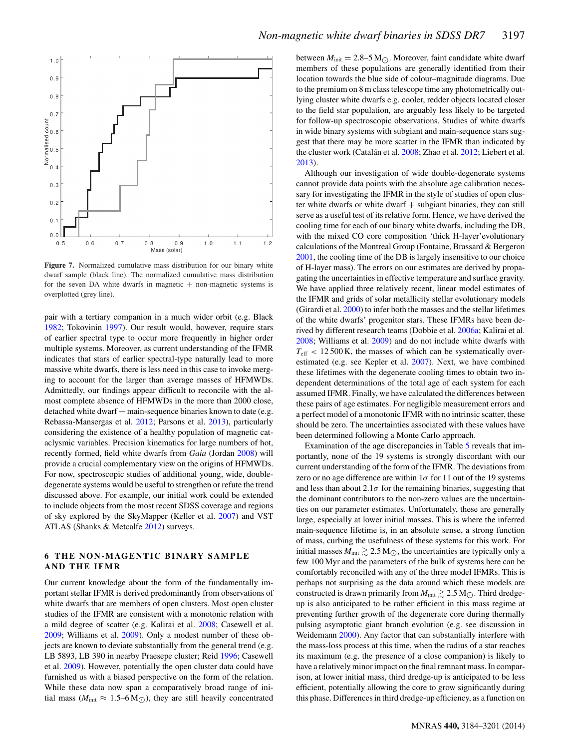Figure 7. Normalized cumulative mass distribution for our binary white dwarf sample (black line). The normalized cumulative mass distribution for the seven DA white dwarfs in magnetic + non-magnetic systems is overplotted (grey line).

pair with a tertiary companion in a much wider orbit (e.g. Black 1982; Tokovinin 1997). Our result would, however, require stars of earlier spectral type to occur more frequently in higher order multiple systems. Moreover, as current understanding of the IFMR indicates that stars of earlier spectral-type naturally lead to more massive white dwarfs, there is less need in this case to invoke merging to account for the larger than average masses of HFMWDs. Admittedly, our findings appear difficult to reconcile with the almost complete absence of HFMWDs in the more than 2000 close, detached white dwarf + main-sequence binaries known to date (e.g. Rebassa-Mansergas et al. 2012; Parsons et al. 2013), particularly considering the existence of a healthy population of magnetic cataclysmic variables. Precision kinematics for large numbers of hot, recently formed, field white dwarfs from *Gaia* (Jordan 2008) will provide a crucial complementary view on the origins of HFMWDs. For now, spectroscopic studies of additional young, wide, double-degenerate systems would be useful to strengthen or refute the trend discussed above. For example, our initial work could be extended to include objects from the most recent SDSS coverage and regions of sky explored by the SkyMapper (Keller et al. 2007) and VST ATLAS (Shanks & Metcalfe 2012) surveys.

## 6 THE NON-MAGENTIC BINARY SAMPLE AND THE IFMR

Our current knowledge about the form of the fundamentally important stellar IFMR is derived predominantly from observations of white dwarfs that are members of open clusters. Most open cluster studies of the IFMR are consistent with a monotonic relation with a mild degree of scatter (e.g. Kalirai et al. 2008; Casewell et al. 2009; Williams et al. 2009). Only a modest number of these objects are known to deviate substantially from the general trend (e.g. LB 5893, LB 390 in nearby Praesepe cluster; Reid 1996; Casewell et al. 2009). However, potentially the open cluster data could have furnished us with a biased perspective on the form of the relation. While these data now span a comparatively broad range of initial mass ($M_{\rm init} \approx 1.5$–$6\,{\rm M}_{\odot}$), they are still heavily concentrated between $M_{\rm init} = 2.8$–$5\,{\rm M}_{\odot}$. Moreover, faint candidate white dwarf members of these populations are generally identified from their location towards the blue side of colour–magnitude diagrams. Due to the premium on 8 m class telescope time any photometrically outlying cluster white dwarfs e.g. cooler, redder objects located closer to the field star population, are arguably less likely to be targeted for follow-up spectroscopic observations. Studies of white dwarfs in wide binary systems with subgiant and main-sequence stars suggest that there may be more scatter in the IFMR than indicated by the cluster work (Catalán et al. 2008; Zhao et al. 2012; Liebert et al. 2013).

Although our investigation of wide double-degenerate systems cannot provide data points with the absolute age calibration necessary for investigating the IFMR in the style of studies of open cluster white dwarfs or white dwarf + subgiant binaries, they can still serve as a useful test of its relative form. Hence, we have derived the cooling time for each of our binary white dwarfs, including the DB, with the mixed CO core composition 'thick H-layer' evolutionary calculations of the Montreal Group (Fontaine, Brassard & Bergeron 2001, the cooling time of the DB is largely insensitive to our choice of H-layer mass). The errors on our estimates are derived by propagating the uncertainties in effective temperature and surface gravity. We have applied three relatively recent, linear model estimates of the IFMR and grids of solar metallicity stellar evolutionary models (Girardi et al. 2000) to infer both the masses and the stellar lifetimes of the white dwarfs' progenitor stars. These IFMRs have been derived by different research teams (Dobbie et al. 2006a; Kalirai et al. 2008; Williams et al. 2009) and do not include white dwarfs with $T_{\rm eff} < 12\,500$ K, the masses of which can be systematically overestimated (e.g. see Kepler et al. 2007). Next, we have combined these lifetimes with the degenerate cooling times to obtain two independent determinations of the total age of each system for each assumed IFMR. Finally, we have calculated the differences between these pairs of age estimates. For negligible measurement errors and a perfect model of a monotonic IFMR with no intrinsic scatter, these should be zero. The uncertainties associated with these values have been determined following a Monte Carlo approach.

Examination of the age discrepancies in Table 5 reveals that importantly, none of the 19 systems is strongly discordant with our current understanding of the form of the IFMR. The deviations from zero or no age difference are within $1\sigma$ for 11 out of the 19 systems and less than about $2.1\sigma$ for the remaining binaries, suggesting that the dominant contributors to the non-zero values are the uncertainties on our parameter estimates. Unfortunately, these are generally large, especially at lower initial masses. This is where the inferred main-sequence lifetime is, in an absolute sense, a strong function of mass, curbing the usefulness of these systems for this work. For initial masses $M_{\rm init} \gtrsim 2.5\,{\rm M}_{\odot}$, the uncertainties are typically only a few 100 Myr and the parameters of the bulk of systems here can be comfortably reconciled with any of the three model IFMRs. This is perhaps not surprising as the data around which these models are constructed is drawn primarily from $M_{\rm init} \gtrsim 2.5\,{\rm M}_{\odot}$. Third dredge-up is also anticipated to be rather efficient in this mass regime at preventing further growth of the degenerate core during thermally pulsing asymptotic giant branch evolution (e.g. see discussion in Weidemann 2000). Any factor that can substantially interfere with the mass-loss process at this time, when the radius of a star reaches its maximum (e.g. the presence of a close companion) is likely to have a relatively minor impact on the final remnant mass. In comparison, at lower initial mass, third dredge-up is anticipated to be less efficient, potentially allowing the core to grow significantly during this phase. Differences in third dredge-up efficiency, as a function on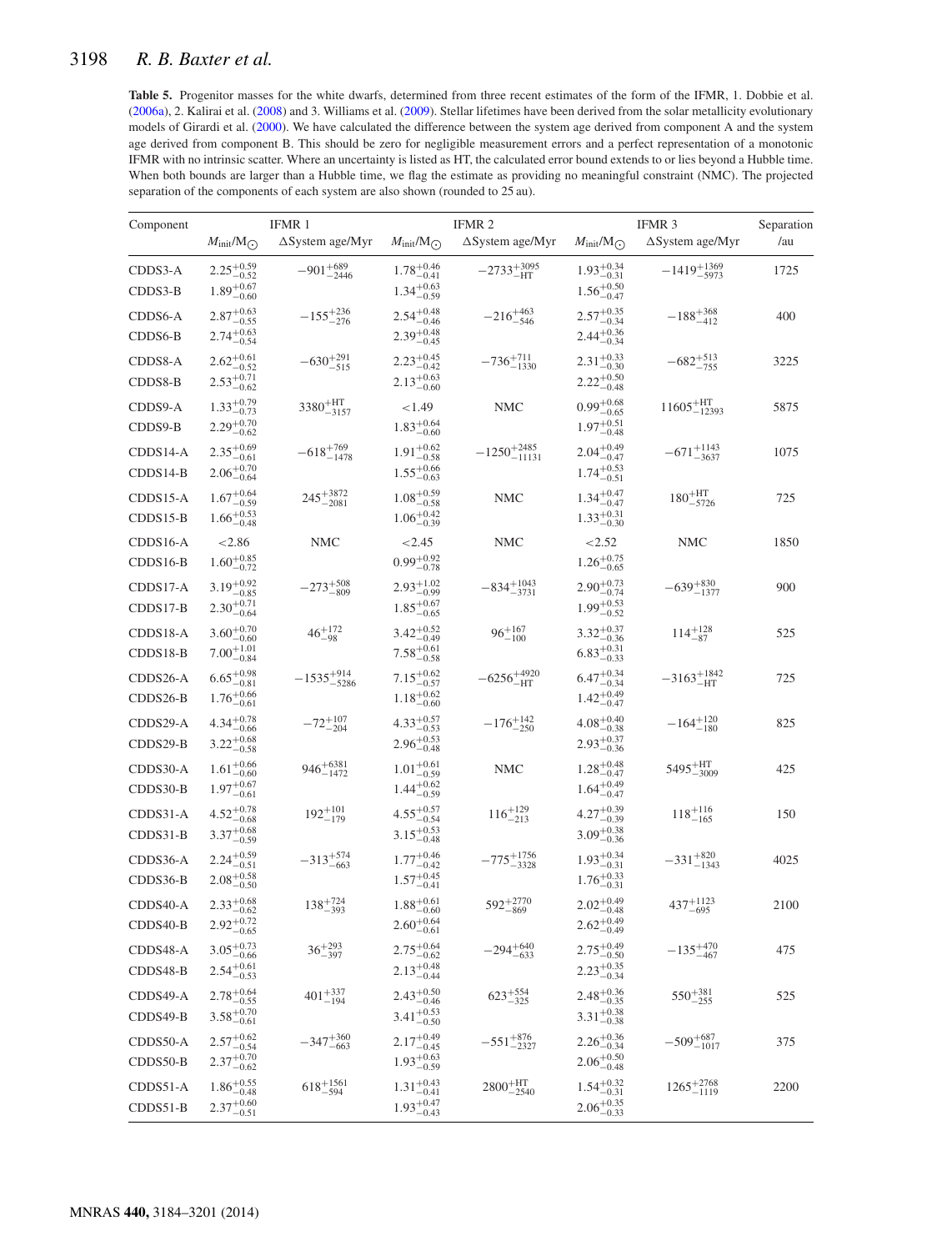**Table 5.** Progenitor masses for the white dwarfs, determined from three recent estimates of the form of the IFMR, 1. Dobbie et al. (2006a), 2. Kalirai et al. (2008) and 3. Williams et al. (2009). Stellar lifetimes have been derived from the solar metallicity evolutionary models of Girardi et al. (2000). We have calculated the difference between the system age derived from component A and the system age derived from component B. This should be zero for negligible measurement errors and a perfect representation of a monotonic IFMR with no intrinsic scatter. Where an uncertainty is listed as HT, the calculated error bound extends to or lies beyond a Hubble time. When both bounds are larger than a Hubble time, we flag the estimate as providing no meaningful constraint (NMC). The projected separation of the components of each system are also shown (rounded to 25 au).

| Component | IFMR 1 | | IFMR 2 | | IFMR 3 | | Separation |
|---|---|---|---|---|---|---|---|
| | $M_{\rm init}/{\rm M}_{\odot}$ | ΔSystem age/Myr | $M_{\rm init}/{\rm M}_{\odot}$ | ΔSystem age/Myr | $M_{\rm init}/{\rm M}_{\odot}$ | ΔSystem age/Myr | /au |
| CDDS3-A | $2.25^{+0.59}_{-0.52}$ | $-901^{+689}_{-2446}$ | $1.78^{+0.46}_{-0.41}$ | $-2733^{+3095}_{-{\rm HT}}$ | $1.93^{+0.34}_{-0.31}$ | $-1419^{+1369}_{-5973}$ | 1725 |
| CDDS3-B | $1.89^{+0.67}_{-0.60}$ | | $1.34^{+0.63}_{-0.59}$ | | $1.56^{+0.50}_{-0.47}$ | | |
| CDDS6-A | $2.87^{+0.63}_{-0.55}$ | $-155^{+236}_{-276}$ | $2.54^{+0.48}_{-0.46}$ | $-216^{+463}_{-546}$ | $2.57^{+0.35}_{-0.34}$ | $-188^{+368}_{-412}$ | 400 |
| CDDS6-B | $2.74^{+0.63}_{-0.54}$ | | $2.39^{+0.48}_{-0.45}$ | | $2.44^{+0.36}_{-0.34}$ | | |
| CDDS8-A | $2.62^{+0.61}_{-0.52}$ | $-630^{+291}_{-515}$ | $2.23^{+0.45}_{-0.42}$ | $-736^{+711}_{-1330}$ | $2.31^{+0.33}_{-0.30}$ | $-682^{+513}_{-755}$ | 3225 |
| CDDS8-B | $2.53^{+0.71}_{-0.62}$ | | $2.13^{+0.63}_{-0.60}$ | | $2.22^{+0.50}_{-0.48}$ | | |
| CDDS9-A | $1.33^{+0.79}_{-0.73}$ | $3380^{+{\rm HT}}_{-3157}$ | $<1.49$ | NMC | $0.99^{+0.68}_{-0.65}$ | $11605^{+{\rm HT}}_{-12393}$ | 5875 |
| CDDS9-B | $2.29^{+0.70}_{-0.62}$ | | $1.83^{+0.64}_{-0.60}$ | | $1.97^{+0.51}_{-0.48}$ | | |
| CDDS14-A | $2.35^{+0.69}_{-0.61}$ | $-618^{+769}_{-1478}$ | $1.91^{+0.62}_{-0.58}$ | $-1250^{+2485}_{-11131}$ | $2.04^{+0.49}_{-0.47}$ | $-671^{+1143}_{-3637}$ | 1075 |
| CDDS14-B | $2.06^{+0.70}_{-0.64}$ | | $1.55^{+0.66}_{-0.63}$ | | $1.74^{+0.53}_{-0.51}$ | | |
| CDDS15-A | $1.67^{+0.64}_{-0.59}$ | $245^{+3872}_{-2081}$ | $1.08^{+0.59}_{-0.58}$ | NMC | $1.34^{+0.47}_{-0.47}$ | $180^{+{\rm HT}}_{-5726}$ | 725 |
| CDDS15-B | $1.66^{+0.53}_{-0.48}$ | | $1.06^{+0.42}_{-0.39}$ | | $1.33^{+0.31}_{-0.30}$ | | |
| CDDS16-A | $<2.86$ | NMC | $<2.45$ | NMC | $<2.52$ | NMC | 1850 |
| CDDS16-B | $1.60^{+0.85}_{-0.72}$ | | $0.99^{+0.92}_{-0.78}$ | | $1.26^{+0.75}_{-0.65}$ | | |
| CDDS17-A | $3.19^{+0.92}_{-0.85}$ | $-273^{+508}_{-809}$ | $2.93^{+1.02}_{-0.99}$ | $-834^{+1043}_{-3731}$ | $2.90^{+0.73}_{-0.74}$ | $-639^{+830}_{-1377}$ | 900 |
| CDDS17-B | $2.30^{+0.71}_{-0.64}$ | | $1.85^{+0.67}_{-0.65}$ | | $1.99^{+0.53}_{-0.52}$ | | |
| CDDS18-A | $3.60^{+0.70}_{-0.60}$ | $46^{+172}_{-98}$ | $3.42^{+0.52}_{-0.49}$ | $96^{+167}_{-100}$ | $3.32^{+0.37}_{-0.36}$ | $114^{+128}_{-87}$ | 525 |
| CDDS18-B | $7.00^{+1.01}_{-0.84}$ | | $7.58^{+0.61}_{-0.58}$ | | $6.83^{+0.31}_{-0.33}$ | | |
| CDDS26-A | $6.65^{+0.98}_{-0.81}$ | $-1535^{+914}_{-5286}$ | $7.15^{+0.62}_{-0.57}$ | $-6256^{+4920}_{-{\rm HT}}$ | $6.47^{+0.34}_{-0.34}$ | $-3163^{+1842}_{-{\rm HT}}$ | 725 |
| CDDS26-B | $1.76^{+0.66}_{-0.61}$ | | $1.18^{+0.62}_{-0.60}$ | | $1.42^{+0.49}_{-0.47}$ | | |
| CDDS29-A | $4.34^{+0.78}_{-0.66}$ | $-72^{+107}_{-204}$ | $4.33^{+0.57}_{-0.53}$ | $-176^{+142}_{-250}$ | $4.08^{+0.40}_{-0.38}$ | $-164^{+120}_{-180}$ | 825 |
| CDDS29-B | $3.22^{+0.68}_{-0.58}$ | | $2.96^{+0.53}_{-0.48}$ | | $2.93^{+0.37}_{-0.36}$ | | |
| CDDS30-A | $1.61^{+0.66}_{-0.60}$ | $946^{+6381}_{-1472}$ | $1.01^{+0.61}_{-0.59}$ | NMC | $1.28^{+0.48}_{-0.47}$ | $5495^{+{\rm HT}}_{-3009}$ | 425 |
| CDDS30-B | $1.97^{+0.67}_{-0.61}$ | | $1.44^{+0.62}_{-0.59}$ | | $1.64^{+0.49}_{-0.47}$ | | |
| CDDS31-A | $4.52^{+0.78}_{-0.68}$ | $192^{+101}_{-179}$ | $4.55^{+0.57}_{-0.54}$ | $116^{+129}_{-213}$ | $4.27^{+0.39}_{-0.39}$ | $118^{+116}_{-165}$ | 150 |
| CDDS31-B | $3.37^{+0.68}_{-0.59}$ | | $3.15^{+0.53}_{-0.48}$ | | $3.09^{+0.38}_{-0.36}$ | | |
| CDDS36-A | $2.24^{+0.59}_{-0.51}$ | $-313^{+574}_{-663}$ | $1.77^{+0.46}_{-0.42}$ | $-775^{+1756}_{-3328}$ | $1.93^{+0.34}_{-0.31}$ | $-331^{+820}_{-1343}$ | 4025 |
| CDDS36-B | $2.08^{+0.58}_{-0.50}$ | | $1.57^{+0.45}_{-0.41}$ | | $1.76^{+0.33}_{-0.31}$ | | |
| CDDS40-A | $2.33^{+0.68}_{-0.62}$ | $138^{+724}_{-393}$ | $1.88^{+0.61}_{-0.60}$ | $592^{+2770}_{-869}$ | $2.02^{+0.49}_{-0.48}$ | $437^{+1123}_{-695}$ | 2100 |
| CDDS40-B | $2.92^{+0.72}_{-0.65}$ | | $2.60^{+0.64}_{-0.61}$ | | $2.62^{+0.49}_{-0.49}$ | | |
| CDDS48-A | $3.05^{+0.73}_{-0.66}$ | $36^{+293}_{-397}$ | $2.75^{+0.64}_{-0.62}$ | $-294^{+640}_{-633}$ | $2.75^{+0.49}_{-0.50}$ | $-135^{+470}_{-467}$ | 475 |
| CDDS48-B | $2.54^{+0.61}_{-0.53}$ | | $2.13^{+0.48}_{-0.44}$ | | $2.23^{+0.35}_{-0.34}$ | | |
| CDDS49-A | $2.78^{+0.64}_{-0.55}$ | $401^{+337}_{-194}$ | $2.43^{+0.50}_{-0.46}$ | $623^{+554}_{-325}$ | $2.48^{+0.36}_{-0.35}$ | $550^{+381}_{-255}$ | 525 |
| CDDS49-B | $3.58^{+0.70}_{-0.61}$ | | $3.41^{+0.53}_{-0.50}$ | | $3.31^{+0.38}_{-0.38}$ | | |
| CDDS50-A | $2.57^{+0.62}_{-0.54}$ | $-347^{+360}_{-663}$ | $2.17^{+0.49}_{-0.45}$ | $-551^{+876}_{-2327}$ | $2.26^{+0.36}_{-0.34}$ | $-509^{+687}_{-1017}$ | 375 |
| CDDS50-B | $2.37^{+0.70}_{-0.62}$ | | $1.93^{+0.63}_{-0.59}$ | | $2.06^{+0.50}_{-0.48}$ | | |
| CDDS51-A | $1.86^{+0.55}_{-0.48}$ | $618^{+1561}_{-594}$ | $1.31^{+0.43}_{-0.41}$ | $2800^{+{\rm HT}}_{-2540}$ | $1.54^{+0.32}_{-0.31}$ | $1265^{+2768}_{-1119}$ | 2200 |
| CDDS51-B | $2.37^{+0.60}_{-0.51}$ | | $1.93^{+0.47}_{-0.43}$ | | $2.06^{+0.35}_{-0.33}$ | | |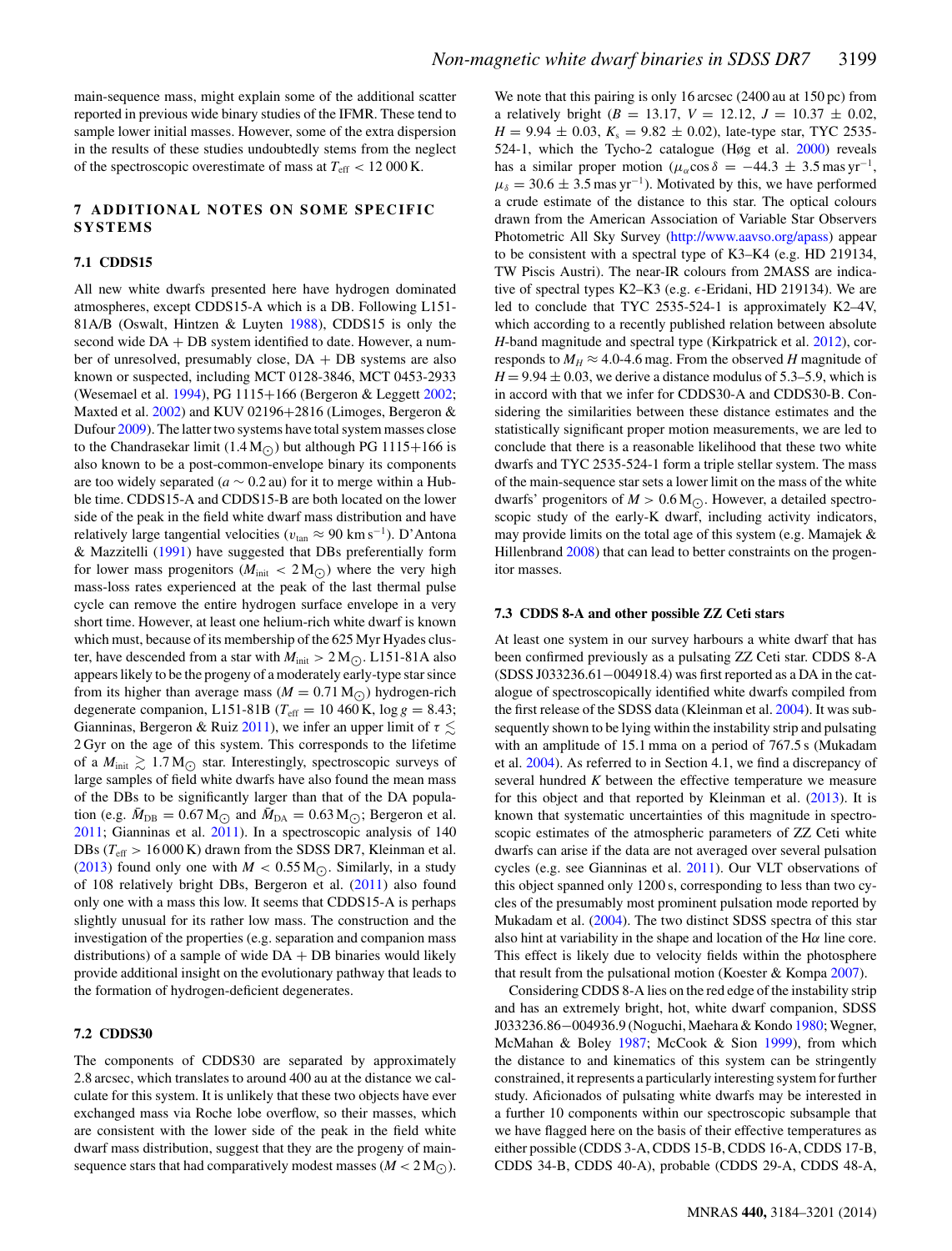main-sequence mass, might explain some of the additional scatter reported in previous wide binary studies of the IFMR. These tend to sample lower initial masses. However, some of the extra dispersion in the results of these studies undoubtedly stems from the neglect of the spectroscopic overestimate of mass at $T_{\rm eff}$ < 12 000 K.

## 7 ADDITIONAL NOTES ON SOME SPECIFIC SYSTEMS

### 7.1 CDDS15

All new white dwarfs presented here have hydrogen dominated atmospheres, except CDDS15-A which is a DB. Following L151-81A/B (Oswalt, Hintzen & Luyten 1988), CDDS15 is only the second wide DA + DB system identified to date. However, a number of unresolved, presumably close, DA + DB systems are also known or suspected, including MCT 0128-3846, MCT 0453-2933 (Wesemael et al. 1994), PG 1115+166 (Bergeron & Leggett 2002; Maxted et al. 2002) and KUV 02196+2816 (Limoges, Bergeron & Dufour 2009). The latter two systems have total system masses close to the Chandrasekar limit (1.4 $\mathrm{M_{\odot}}$) but although PG 1115+166 is also known to be a post-common-envelope binary its components are too widely separated ($a \sim 0.2$ au) for it to merge within a Hubble time. CDDS15-A and CDDS15-B are both located on the lower side of the peak in the field white dwarf mass distribution and have relatively large tangential velocities ($v_{\rm tan} \approx 90$ km s$^{-1}$). D'Antona & Mazzitelli (1991) have suggested that DBs preferentially form for lower mass progenitors ($M_{\rm init} < 2\,\mathrm{M_{\odot}}$) where the very high mass-loss rates experienced at the peak of the last thermal pulse cycle can remove the entire hydrogen surface envelope in a very short time. However, at least one helium-rich white dwarf is known which must, because of its membership of the 625 Myr Hyades cluster, have descended from a star with $M_{\rm init} > 2\,\mathrm{M_{\odot}}$. L151-81A also appears likely to be the progeny of a moderately early-type star since from its higher than average mass ($M = 0.71\,\mathrm{M_{\odot}}$) hydrogen-rich degenerate companion, L151-81B ($T_{\rm eff}$ = 10 460 K, log $g$ = 8.43; Gianninas, Bergeron & Ruiz 2011), we infer an upper limit of $\tau \lesssim 2$ Gyr on the age of this system. This corresponds to the lifetime of a $M_{\rm init} \gtrsim 1.7\,\mathrm{M_{\odot}}$ star. Interestingly, spectroscopic surveys of large samples of field white dwarfs have also found the mean mass of the DBs to be significantly larger than that of the DA population (e.g. $\bar{M}_{\rm DB} = 0.67\,\mathrm{M_{\odot}}$ and $\bar{M}_{\rm DA} = 0.63\,\mathrm{M_{\odot}}$; Bergeron et al. 2011; Gianninas et al. 2011). In a spectroscopic analysis of 140 DBs ($T_{\rm eff}$ > 16 000 K) drawn from the SDSS DR7, Kleinman et al. (2013) found only one with $M < 0.55\,\mathrm{M_{\odot}}$. Similarly, in a study of 108 relatively bright DBs, Bergeron et al. (2011) also found only one with a mass this low. It seems that CDDS15-A is perhaps slightly unusual for its rather low mass. The construction and the investigation of the properties (e.g. separation and companion mass distributions) of a sample of wide DA + DB binaries would likely provide additional insight on the evolutionary pathway that leads to the formation of hydrogen-deficient degenerates.

### 7.2 CDDS30

The components of CDDS30 are separated by approximately 2.8 arcsec, which translates to around 400 au at the distance we calculate for this system. It is unlikely that these two objects have ever exchanged mass via Roche lobe overflow, so their masses, which are consistent with the lower side of the peak in the field white dwarf mass distribution, suggest that they are the progeny of main-sequence stars that had comparatively modest masses ($M < 2\,\mathrm{M_{\odot}}$). We note that this pairing is only 16 arcsec (2400 au at 150 pc) from a relatively bright ($B$ = 13.17, $V$ = 12.12, $J$ = 10.37 ± 0.02, $H$ = 9.94 ± 0.03, $K_s$ = 9.82 ± 0.02), late-type star, TYC 2535-524-1, which the Tycho-2 catalogue (Høg et al. 2000) reveals has a similar proper motion ($\mu_\alpha \cos\delta = -44.3 \pm 3.5$ mas yr$^{-1}$, $\mu_\delta = 30.6 \pm 3.5$ mas yr$^{-1}$). Motivated by this, we have performed a crude estimate of the distance to this star. The optical colours drawn from the American Association of Variable Star Observers Photometric All Sky Survey (http://www.aavso.org/apass) appear to be consistent with a spectral type of K3–K4 (e.g. HD 219134, TW Piscis Austri). The near-IR colours from 2MASS are indicative of spectral types K2–K3 (e.g. $\epsilon$-Eridani, HD 219134). We are led to conclude that TYC 2535-524-1 is approximately K2–4V, which according to a recently published relation between absolute $H$-band magnitude and spectral type (Kirkpatrick et al. 2012), corresponds to $M_H \approx$ 4.0-4.6 mag. From the observed $H$ magnitude of $H = 9.94 \pm 0.03$, we derive a distance modulus of 5.3–5.9, which is in accord with that we infer for CDDS30-A and CDDS30-B. Considering the similarities between these distance estimates and the statistically significant proper motion measurements, we are led to conclude that there is a reasonable likelihood that these two white dwarfs and TYC 2535-524-1 form a triple stellar system. The mass of the main-sequence star sets a lower limit on the mass of the white dwarfs' progenitors of $M > 0.6\,\mathrm{M_{\odot}}$. However, a detailed spectroscopic study of the early-K dwarf, including activity indicators, may provide limits on the total age of this system (e.g. Mamajek & Hillenbrand 2008) that can lead to better constraints on the progenitor masses.

### 7.3 CDDS 8-A and other possible ZZ Ceti stars

At least one system in our survey harbours a white dwarf that has been confirmed previously as a pulsating ZZ Ceti star. CDDS 8-A (SDSS J033236.61−004918.4) was first reported as a DA in the catalogue of spectroscopically identified white dwarfs compiled from the first release of the SDSS data (Kleinman et al. 2004). It was subsequently shown to be lying within the instability strip and pulsating with an amplitude of 15.1 mma on a period of 767.5 s (Mukadam et al. 2004). As referred to in Section 4.1, we find a discrepancy of several hundred $K$ between the effective temperature we measure for this object and that reported by Kleinman et al. (2013). It is known that systematic uncertainties of this magnitude in spectroscopic estimates of the atmospheric parameters of ZZ Ceti white dwarfs can arise if the data are not averaged over several pulsation cycles (e.g. see Gianninas et al. 2011). Our VLT observations of this object spanned only 1200 s, corresponding to less than two cycles of the presumably most prominent pulsation mode reported by Mukadam et al. (2004). The two distinct SDSS spectra of this star also hint at variability in the shape and location of the H$\alpha$ line core. This effect is likely due to velocity fields within the photosphere that result from the pulsational motion (Koester & Kompa 2007).

Considering CDDS 8-A lies on the red edge of the instability strip and has an extremely bright, hot, white dwarf companion, SDSS J033236.86−004936.9 (Noguchi, Maehara & Kondo 1980; Wegner, McMahan & Boley 1987; McCook & Sion 1999), from which the distance to and kinematics of this system can be stringently constrained, it represents a particularly interesting system for further study. Aficionados of pulsating white dwarfs may be interested in a further 10 components within our spectroscopic subsample that we have flagged here on the basis of their effective temperatures as either possible (CDDS 3-A, CDDS 15-B, CDDS 16-A, CDDS 17-B, CDDS 34-B, CDDS 40-A), probable (CDDS 29-A, CDDS 48-A,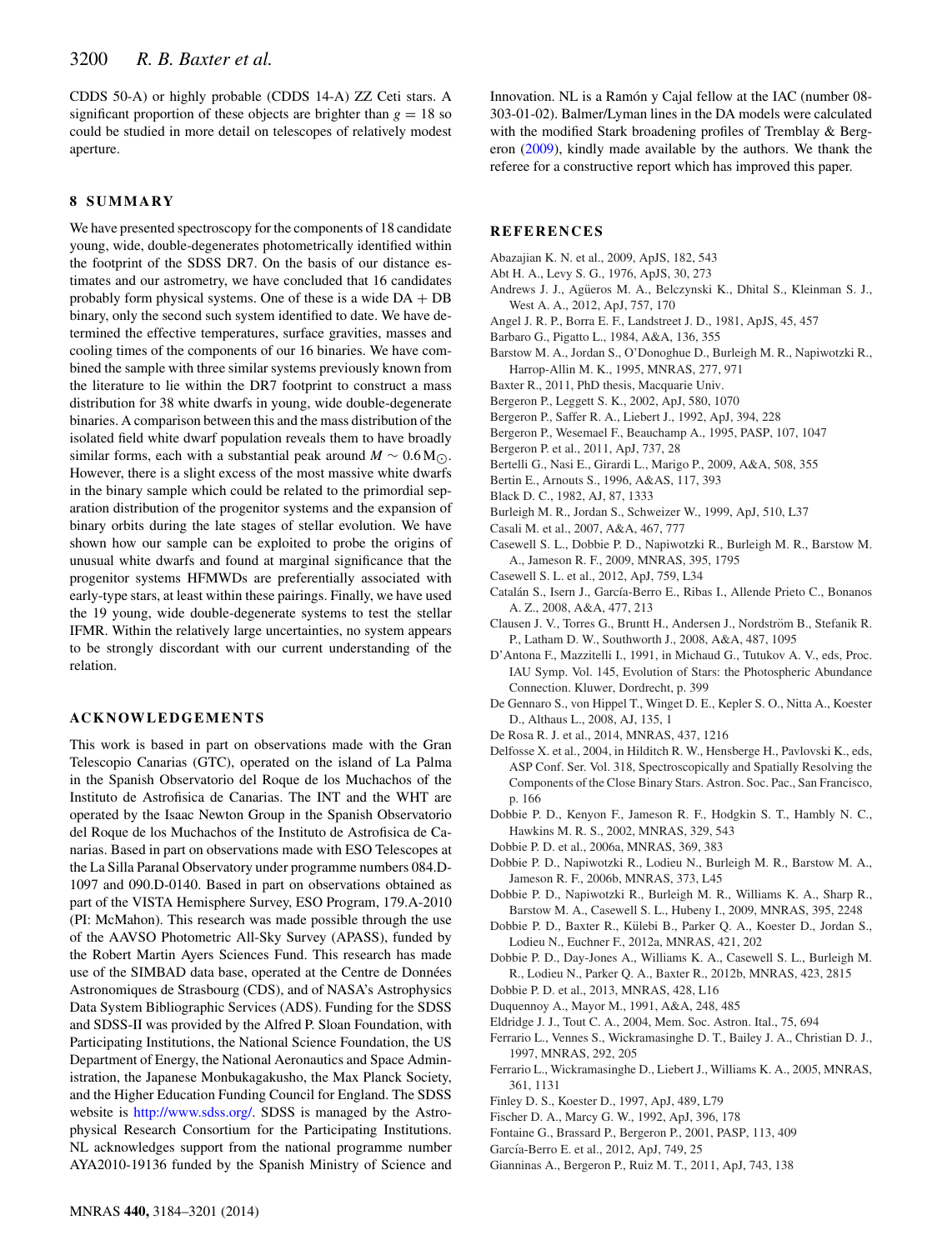CDDS 50-A) or highly probable (CDDS 14-A) ZZ Ceti stars. A significant proportion of these objects are brighter than $g = 18$ so could be studied in more detail on telescopes of relatively modest aperture.

## 8 SUMMARY

We have presented spectroscopy for the components of 18 candidate young, wide, double-degenerates photometrically identified within the footprint of the SDSS DR7. On the basis of our distance estimates and our astrometry, we have concluded that 16 candidates probably form physical systems. One of these is a wide DA + DB binary, only the second such system identified to date. We have determined the effective temperatures, surface gravities, masses and cooling times of the components of our 16 binaries. We have combined the sample with three similar systems previously known from the literature to lie within the DR7 footprint to construct a mass distribution for 38 white dwarfs in young, wide double-degenerate binaries. A comparison between this and the mass distribution of the isolated field white dwarf population reveals them to have broadly similar forms, each with a substantial peak around $M \sim 0.6\,\mathrm{M}_{\odot}$. However, there is a slight excess of the most massive white dwarfs in the binary sample which could be related to the primordial separation distribution of the progenitor systems and the expansion of binary orbits during the late stages of stellar evolution. We have shown how our sample can be exploited to probe the origins of unusual white dwarfs and found at marginal significance that the progenitor systems HFMWDs are preferentially associated with early-type stars, at least within these pairings. Finally, we have used the 19 young, wide double-degenerate systems to test the stellar IFMR. Within the relatively large uncertainties, no system appears to be strongly discordant with our current understanding of the relation.

## ACKNOWLEDGEMENTS

This work is based in part on observations made with the Gran Telescopio Canarias (GTC), operated on the island of La Palma in the Spanish Observatorio del Roque de los Muchachos of the Instituto de Astrofisica de Canarias. The INT and the WHT are operated by the Isaac Newton Group in the Spanish Observatorio del Roque de los Muchachos of the Instituto de Astrofisica de Canarias. Based in part on observations made with ESO Telescopes at the La Silla Paranal Observatory under programme numbers 084.D-1097 and 090.D-0140. Based in part on observations obtained as part of the VISTA Hemisphere Survey, ESO Program, 179.A-2010 (PI: McMahon). This research was made possible through the use of the AAVSO Photometric All-Sky Survey (APASS), funded by the Robert Martin Ayers Sciences Fund. This research has made use of the SIMBAD data base, operated at the Centre de Données Astronomiques de Strasbourg (CDS), and of NASA's Astrophysics Data System Bibliographic Services (ADS). Funding for the SDSS and SDSS-II was provided by the Alfred P. Sloan Foundation, with Participating Institutions, the National Science Foundation, the US Department of Energy, the National Aeronautics and Space Administration, the Japanese Monbukagakusho, the Max Planck Society, and the Higher Education Funding Council for England. The SDSS website is http://www.sdss.org/. SDSS is managed by the Astrophysical Research Consortium for the Participating Institutions. NL acknowledges support from the national programme number AYA2010-19136 funded by the Spanish Ministry of Science and Innovation. NL is a Ramón y Cajal fellow at the IAC (number 08-303-01-02). Balmer/Lyman lines in the DA models were calculated with the modified Stark broadening profiles of Tremblay & Bergeron (2009), kindly made available by the authors. We thank the referee for a constructive report which has improved this paper.

## REFERENCES

Abazajian K. N. et al., 2009, ApJS, 182, 543
Abt H. A., Levy S. G., 1976, ApJS, 30, 273
Andrews J. J., Agüeros M. A., Belczynski K., Dhital S., Kleinman S. J., West A. A., 2012, ApJ, 757, 170
Angel J. R. P., Borra E. F., Landstreet J. D., 1981, ApJS, 45, 457
Barbaro G., Pigatto L., 1984, A&A, 136, 355
Barstow M. A., Jordan S., O'Donoghue D., Burleigh M. R., Napiwotzki R., Harrop-Allin M. K., 1995, MNRAS, 277, 971
Baxter R., 2011, PhD thesis, Macquarie Univ.
Bergeron P., Leggett S. K., 2002, ApJ, 580, 1070
Bergeron P., Saffer R. A., Liebert J., 1992, ApJ, 394, 228
Bergeron P., Wesemael F., Beauchamp A., 1995, PASP, 107, 1047
Bergeron P. et al., 2011, ApJ, 737, 28
Bertelli G., Nasi E., Girardi L., Marigo P., 2009, A&A, 508, 355
Bertin E., Arnouts S., 1996, A&AS, 117, 393
Black D. C., 1982, AJ, 87, 1333
Burleigh M. R., Jordan S., Schweizer W., 1999, ApJ, 510, L37
Casali M. et al., 2007, A&A, 467, 777
Casewell S. L., Dobbie P. D., Napiwotzki R., Burleigh M. R., Barstow M. A., Jameson R. F., 2009, MNRAS, 395, 1795
Casewell S. L. et al., 2012, ApJ, 759, L34
Catalán S., Isern J., García-Berro E., Ribas I., Allende Prieto C., Bonanos A. Z., 2008, A&A, 477, 213
Clausen J. V., Torres G., Bruntt H., Andersen J., Nordström B., Stefanik R. P., Latham D. W., Southworth J., 2008, A&A, 487, 1095
D'Antona F., Mazzitelli I., 1991, in Michaud G., Tutukov A. V., eds, Proc. IAU Symp. Vol. 145, Evolution of Stars: the Photospheric Abundance Connection. Kluwer, Dordrecht, p. 399
De Gennaro S., von Hippel T., Winget D. E., Kepler S. O., Nitta A., Koester D., Althaus L., 2008, AJ, 135, 1
De Rosa R. J. et al., 2014, MNRAS, 437, 1216
Delfosse X. et al., 2004, in Hilditch R. W., Hensberge H., Pavlovski K., eds, ASP Conf. Ser. Vol. 318, Spectroscopically and Spatially Resolving the Components of the Close Binary Stars. Astron. Soc. Pac., San Francisco, p. 166
Dobbie P. D., Kenyon F., Jameson R. F., Hodgkin S. T., Hambly N. C., Hawkins M. R. S., 2002, MNRAS, 329, 543
Dobbie P. D. et al., 2006a, MNRAS, 369, 383
Dobbie P. D., Napiwotzki R., Lodieu N., Burleigh M. R., Barstow M. A., Jameson R. F., 2006b, MNRAS, 373, L45
Dobbie P. D., Napiwotzki R., Burleigh M. R., Williams K. A., Sharp R., Barstow M. A., Casewell S. L., Hubeny I., 2009, MNRAS, 395, 2248
Dobbie P. D., Baxter R., Külebi B., Parker Q. A., Koester D., Jordan S., Lodieu N., Euchner F., 2012a, MNRAS, 421, 202
Dobbie P. D., Day-Jones A., Williams K. A., Casewell S. L., Burleigh M. R., Lodieu N., Parker Q. A., Baxter R., 2012b, MNRAS, 423, 2815
Dobbie P. D. et al., 2013, MNRAS, 428, L16
Duquennoy A., Mayor M., 1991, A&A, 248, 485
Eldridge J. J., Tout C. A., 2004, Mem. Soc. Astron. Ital., 75, 694
Ferrario L., Vennes S., Wickramasinghe D. T., Bailey J. A., Christian D. J., 1997, MNRAS, 292, 205
Ferrario L., Wickramasinghe D., Liebert J., Williams K. A., 2005, MNRAS, 361, 1131
Finley D. S., Koester D., 1997, ApJ, 489, L79
Fischer D. A., Marcy G. W., 1992, ApJ, 396, 178
Fontaine G., Brassard P., Bergeron P., 2001, PASP, 113, 409
García-Berro E. et al., 2012, ApJ, 749, 25
Gianninas A., Bergeron P., Ruiz M. T., 2011, ApJ, 743, 138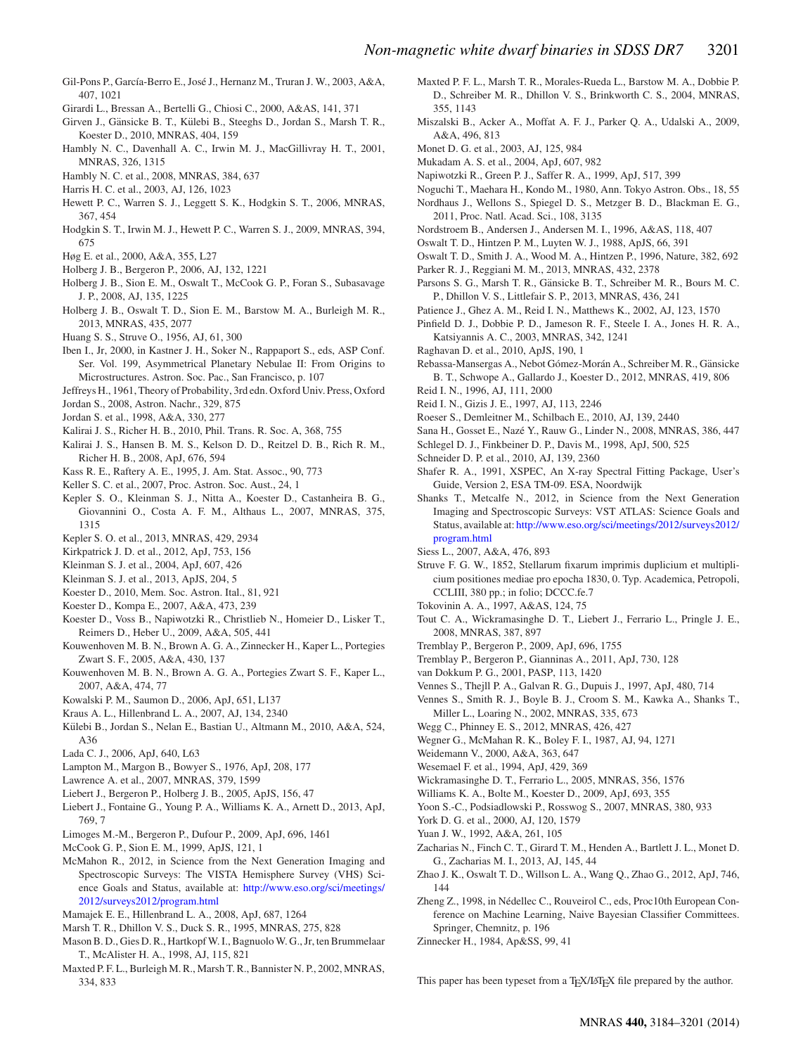Gil-Pons P., García-Berro E., José J., Hernanz M., Truran J. W., 2003, A&A, 407, 1021

Girardi L., Bressan A., Bertelli G., Chiosi C., 2000, A&AS, 141, 371

Girven J., Gänsicke B. T., Külebi B., Steeghs D., Jordan S., Marsh T. R., Koester D., 2010, MNRAS, 404, 159

Hambly N. C., Davenhall A. C., Irwin M. J., MacGillivray H. T., 2001, MNRAS, 326, 1315

Hambly N. C. et al., 2008, MNRAS, 384, 637

Harris H. C. et al., 2003, AJ, 126, 1023

Hewett P. C., Warren S. J., Leggett S. K., Hodgkin S. T., 2006, MNRAS, 367, 454

Hodgkin S. T., Irwin M. J., Hewett P. C., Warren S. J., 2009, MNRAS, 394, 675

Høg E. et al., 2000, A&A, 355, L27

Holberg J. B., Bergeron P., 2006, AJ, 132, 1221

Holberg J. B., Sion E. M., Oswalt T., McCook G. P., Foran S., Subasavage J. P., 2008, AJ, 135, 1225

Holberg J. B., Oswalt T. D., Sion E. M., Barstow M. A., Burleigh M. R., 2013, MNRAS, 435, 2077

Huang S. S., Struve O., 1956, AJ, 61, 300

Iben I., Jr, 2000, in Kastner J. H., Soker N., Rappaport S., eds, ASP Conf. Ser. Vol. 199, Asymmetrical Planetary Nebulae II: From Origins to Microstructures. Astron. Soc. Pac., San Francisco, p. 107

Jeffreys H., 1961, Theory of Probability, 3rd edn. Oxford Univ. Press, Oxford

Jordan S., 2008, Astron. Nachr., 329, 875

Jordan S. et al., 1998, A&A, 330, 277

Kalirai J. S., Richer H. B., 2010, Phil. Trans. R. Soc. A, 368, 755

Kalirai J. S., Hansen B. M. S., Kelson D. D., Reitzel D. B., Rich R. M., Richer H. B., 2008, ApJ, 676, 594

Kass R. E., Raftery A. E., 1995, J. Am. Stat. Assoc., 90, 773

Keller S. C. et al., 2007, Proc. Astron. Soc. Aust., 24, 1

Kepler S. O., Kleinman S. J., Nitta A., Koester D., Castanheira B. G., Giovannini O., Costa A. F. M., Althaus L., 2007, MNRAS, 375, 1315

Kepler S. O. et al., 2013, MNRAS, 429, 2934

Kirkpatrick J. D. et al., 2012, ApJ, 753, 156

Kleinman S. J. et al., 2004, ApJ, 607, 426

Kleinman S. J. et al., 2013, ApJS, 204, 5

Koester D., 2010, Mem. Soc. Astron. Ital., 81, 921

Koester D., Kompa E., 2007, A&A, 473, 239

Koester D., Voss B., Napiwotzki R., Christlieb N., Homeier D., Lisker T., Reimers D., Heber U., 2009, A&A, 505, 441

Kouwenhoven M. B. N., Brown A. G. A., Zinnecker H., Kaper L., Portegies Zwart S. F., 2005, A&A, 430, 137

Kouwenhoven M. B. N., Brown A. G. A., Portegies Zwart S. F., Kaper L., 2007, A&A, 474, 77

Kowalski P. M., Saumon D., 2006, ApJ, 651, L137

Kraus A. L., Hillenbrand L. A., 2007, AJ, 134, 2340

Külebi B., Jordan S., Nelan E., Bastian U., Altmann M., 2010, A&A, 524, A36

Lada C. J., 2006, ApJ, 640, L63

Lampton M., Margon B., Bowyer S., 1976, ApJ, 208, 177

Lawrence A. et al., 2007, MNRAS, 379, 1599

Liebert J., Bergeron P., Holberg J. B., 2005, ApJS, 156, 47

Liebert J., Fontaine G., Young P. A., Williams K. A., Arnett D., 2013, ApJ, 769, 7

Limoges M.-M., Bergeron P., Dufour P., 2009, ApJ, 696, 1461

McCook G. P., Sion E. M., 1999, ApJS, 121, 1

McMahon R., 2012, in Science from the Next Generation Imaging and Spectroscopic Surveys: The VISTA Hemisphere Survey (VHS) Science Goals and Status, available at: http://www.eso.org/sci/meetings/2012/surveys2012/program.html

Mamajek E. E., Hillenbrand L. A., 2008, ApJ, 687, 1264

Marsh T. R., Dhillon V. S., Duck S. R., 1995, MNRAS, 275, 828

Mason B. D., Gies D. R., Hartkopf W. I., Bagnuolo W. G., Jr, ten Brummelaar T., McAlister H. A., 1998, AJ, 115, 821

Maxted P. F. L., Burleigh M. R., Marsh T. R., Bannister N. P., 2002, MNRAS, 334, 833

Maxted P. F. L., Marsh T. R., Morales-Rueda L., Barstow M. A., Dobbie P. D., Schreiber M. R., Dhillon V. S., Brinkworth C. S., 2004, MNRAS, 355, 1143

Miszalski B., Acker A., Moffat A. F. J., Parker Q. A., Udalski A., 2009, A&A, 496, 813

Monet D. G. et al., 2003, AJ, 125, 984

Mukadam A. S. et al., 2004, ApJ, 607, 982

Napiwotzki R., Green P. J., Saffer R. A., 1999, ApJ, 517, 399

Noguchi T., Maehara H., Kondo M., 1980, Ann. Tokyo Astron. Obs., 18, 55

Nordhaus J., Wellons S., Spiegel D. S., Metzger B. D., Blackman E. G., 2011, Proc. Natl. Acad. Sci., 108, 3135

Nordstroem B., Andersen J., Andersen M. I., 1996, A&AS, 118, 407

Oswalt T. D., Hintzen P. M., Luyten W. J., 1988, ApJS, 66, 391

Oswalt T. D., Smith J. A., Wood M. A., Hintzen P., 1996, Nature, 382, 692

Parker R. J., Reggiani M. M., 2013, MNRAS, 432, 2378

Parsons S. G., Marsh T. R., Gänsicke B. T., Schreiber M. R., Bours M. C. P., Dhillon V. S., Littlefair S. P., 2013, MNRAS, 436, 241

Patience J., Ghez A. M., Reid I. N., Matthews K., 2002, AJ, 123, 1570

Pinfield D. J., Dobbie P. D., Jameson R. F., Steele I. A., Jones H. R. A., Katsiyannis A. C., 2003, MNRAS, 342, 1241

Raghavan D. et al., 2010, ApJS, 190, 1

Rebassa-Mansergas A., Nebot Gómez-Morán A., Schreiber M. R., Gänsicke B. T., Schwope A., Gallardo J., Koester D., 2012, MNRAS, 419, 806

Reid I. N., 1996, AJ, 111, 2000

Reid I. N., Gizis J. E., 1997, AJ, 113, 2246

Roeser S., Demleitner M., Schilbach E., 2010, AJ, 139, 2440

Sana H., Gosset E., Nazé Y., Rauw G., Linder N., 2008, MNRAS, 386, 447

Schlegel D. J., Finkbeiner D. P., Davis M., 1998, ApJ, 500, 525

Schneider D. P. et al., 2010, AJ, 139, 2360

Shafer R. A., 1991, XSPEC, An X-ray Spectral Fitting Package, User's Guide, Version 2, ESA TM-09. ESA, Noordwijk

Shanks T., Metcalfe N., 2012, in Science from the Next Generation Imaging and Spectroscopic Surveys: VST ATLAS: Science Goals and Status, available at: http://www.eso.org/sci/meetings/2012/surveys2012/program.html

Siess L., 2007, A&A, 476, 893

Struve F. G. W., 1852, Stellarum fixarum imprimis duplicium et multiplicium positiones mediae pro epocha 1830, 0. Typ. Academica, Petropoli, CCLIII, 380 pp.; in folio; DCCC.fe.7

Tokovinin A. A., 1997, A&AS, 124, 75

Tout C. A., Wickramasinghe D. T., Liebert J., Ferrario L., Pringle J. E., 2008, MNRAS, 387, 897

Tremblay P., Bergeron P., 2009, ApJ, 696, 1755

Tremblay P., Bergeron P., Gianninas A., 2011, ApJ, 730, 128

van Dokkum P. G., 2001, PASP, 113, 1420

Vennes S., Thejll P. A., Galvan R. G., Dupuis J., 1997, ApJ, 480, 714

Vennes S., Smith R. J., Boyle B. J., Croom S. M., Kawka A., Shanks T., Miller L., Loaring N., 2002, MNRAS, 335, 673

Wegg C., Phinney E. S., 2012, MNRAS, 426, 427

Wegner G., McMahan R. K., Boley F. I., 1987, AJ, 94, 1271

Weidemann V., 2000, A&A, 363, 647

Wesemael F. et al., 1994, ApJ, 429, 369

Wickramasinghe D. T., Ferrario L., 2005, MNRAS, 356, 1576

Williams K. A., Bolte M., Koester D., 2009, ApJ, 693, 355

Yoon S.-C., Podsiadlowski P., Rosswog S., 2007, MNRAS, 380, 933

York D. G. et al., 2000, AJ, 120, 1579

Yuan J. W., 1992, A&A, 261, 105

Zacharias N., Finch C. T., Girard T. M., Henden A., Bartlett J. L., Monet D. G., Zacharias M. I., 2013, AJ, 145, 44

Zhao J. K., Oswalt T. D., Willson L. A., Wang Q., Zhao G., 2012, ApJ, 746, 144

Zheng Z., 1998, in Nédellec C., Rouveirol C., eds, Proc10th European Conference on Machine Learning, Naive Bayesian Classifier Committees. Springer, Chemnitz, p. 196

Zinnecker H., 1984, Ap&SS, 99, 41

This paper has been typeset from a TEX/LATEX file prepared by the author.